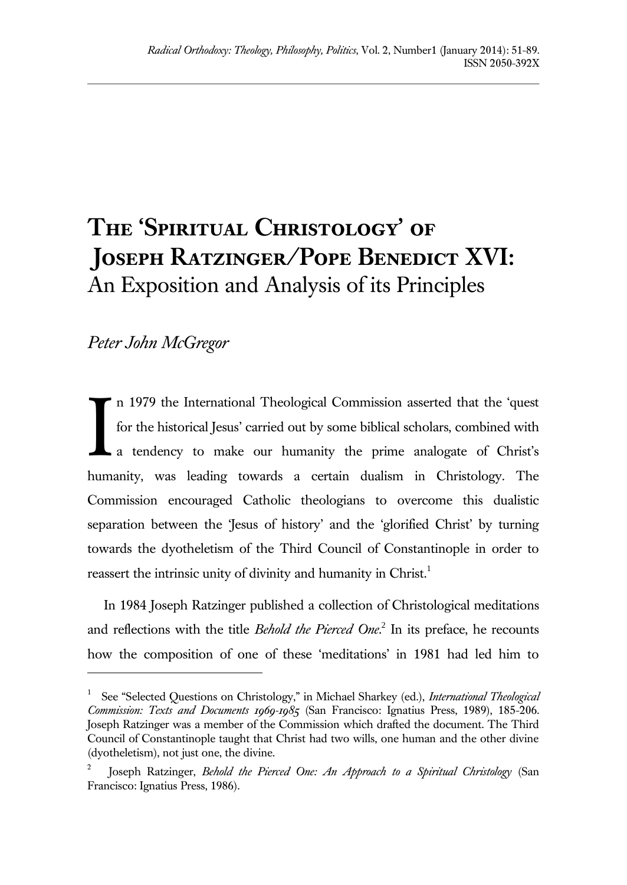# The 'Spiritual Christology' of Joseph Ratzinger/Pope Benedict XVI: An Exposition and Analysis of its Principles

*Peter John McGregor*

In 1979 the International Theological Commission asserted that the 'quest for the historical Jesus' carried out by some biblical scholars, combined with a tendency to make our humanity the prime analogate of Christ's humanity, was leading towards a certain dualism in Christology. The Commission encouraged Catholic theologians to overcome this dualistic separation between the 'Jesus of history' and the 'glorified Christ' by turning towards the dyotheletism of the Third Council of Constantinople in order to reassert the intrinsic unity of divinity and humanity in Christ.[1]

In 1984 Joseph Ratzinger published a collection of Christological meditations and reflections with the title *Behold the Pierced One*.[2] In its preface, he recounts how the composition of one of these 'meditations' in 1981 had led him to

---

[1] See "Selected Questions on Christology," in Michael Sharkey (ed.), *International Theological Commission: Texts and Documents 1969-1985* (San Francisco: Ignatius Press, 1989), 185-206. Joseph Ratzinger was a member of the Commission which drafted the document. The Third Council of Constantinople taught that Christ had two wills, one human and the other divine (dyotheletism), not just one, the divine.

[2] Joseph Ratzinger, *Behold the Pierced One: An Approach to a Spiritual Christology* (San Francisco: Ignatius Press, 1986).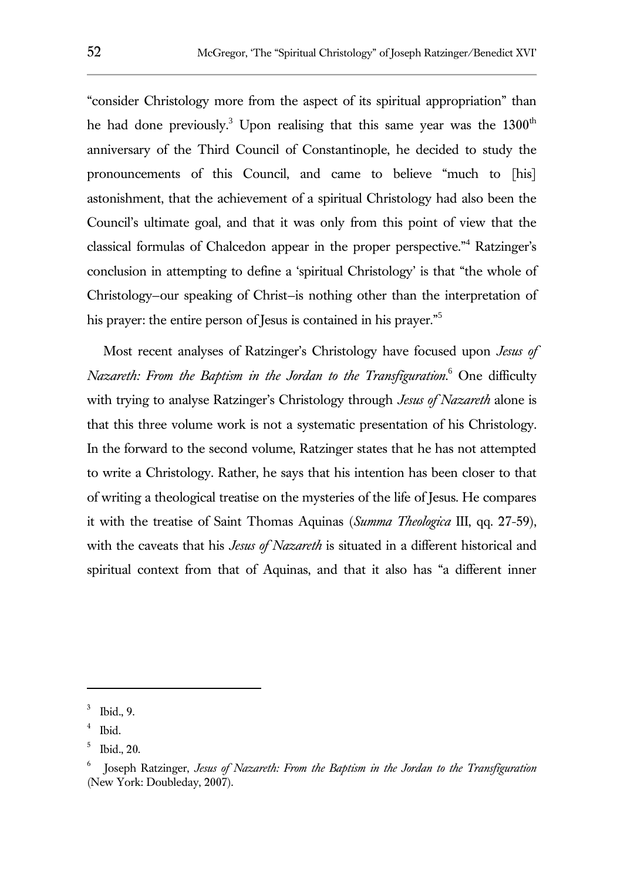"consider Christology more from the aspect of its spiritual appropriation" than he had done previously.[3] Upon realising that this same year was the 1300[th] anniversary of the Third Council of Constantinople, he decided to study the pronouncements of this Council, and came to believe "much to [his] astonishment, that the achievement of a spiritual Christology had also been the Council's ultimate goal, and that it was only from this point of view that the classical formulas of Chalcedon appear in the proper perspective."[4] Ratzinger's conclusion in attempting to define a 'spiritual Christology' is that "the whole of Christology–our speaking of Christ–is nothing other than the interpretation of his prayer: the entire person of Jesus is contained in his prayer."[5]

Most recent analyses of Ratzinger's Christology have focused upon *Jesus of Nazareth: From the Baptism in the Jordan to the Transfiguration*.[6] One difficulty with trying to analyse Ratzinger's Christology through *Jesus of Nazareth* alone is that this three volume work is not a systematic presentation of his Christology. In the forward to the second volume, Ratzinger states that he has not attempted to write a Christology. Rather, he says that his intention has been closer to that of writing a theological treatise on the mysteries of the life of Jesus. He compares it with the treatise of Saint Thomas Aquinas (*Summa Theologica* III, qq. 27-59), with the caveats that his *Jesus of Nazareth* is situated in a different historical and spiritual context from that of Aquinas, and that it also has "a different inner

---

[3] Ibid., 9.

[4] Ibid.

[5] Ibid., 20.

[6] Joseph Ratzinger, *Jesus of Nazareth: From the Baptism in the Jordan to the Transfiguration* (New York: Doubleday, 2007).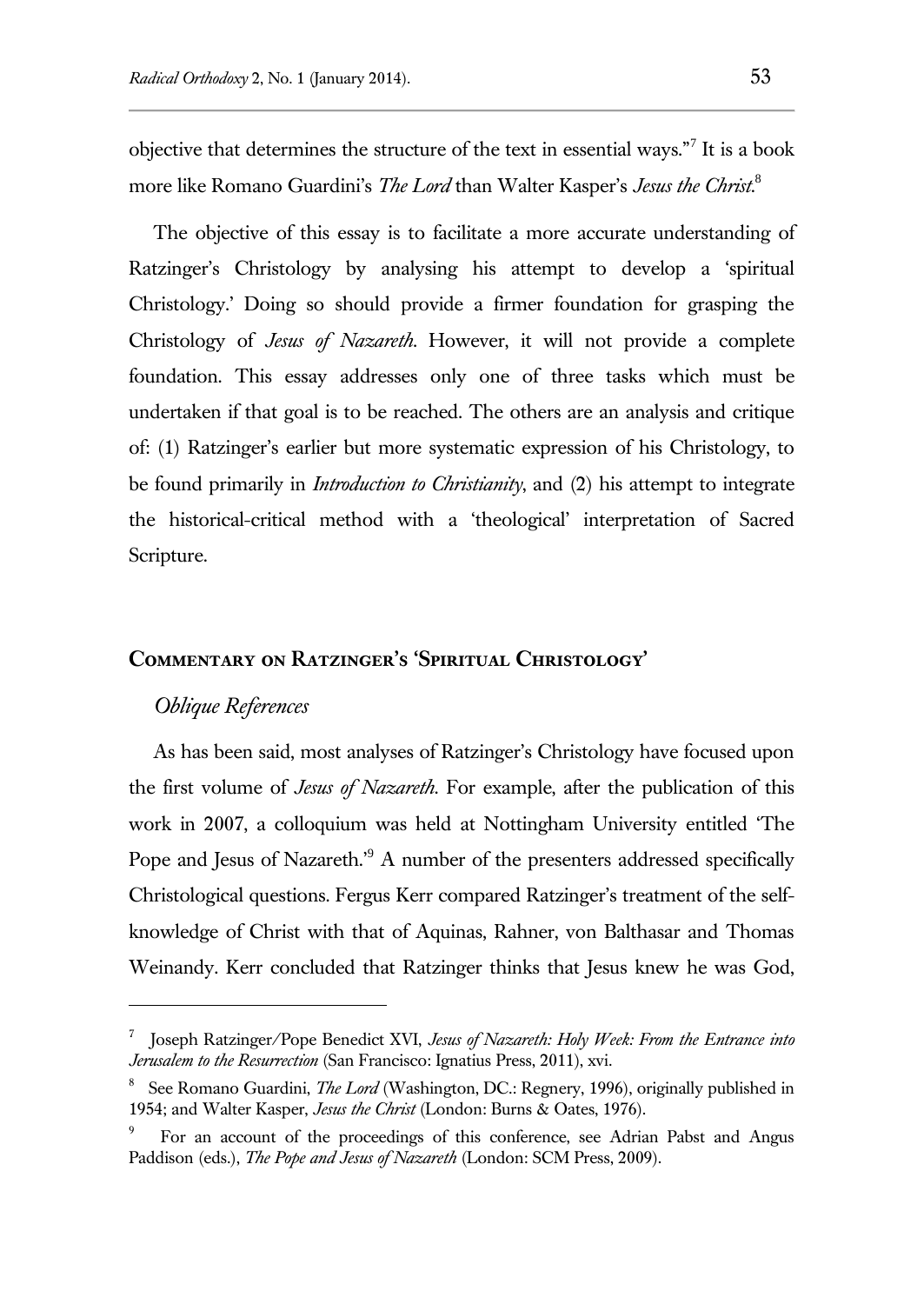objective that determines the structure of the text in essential ways."[7] It is a book more like Romano Guardini's *The Lord* than Walter Kasper's *Jesus the Christ*.[8]

The objective of this essay is to facilitate a more accurate understanding of Ratzinger's Christology by analysing his attempt to develop a 'spiritual Christology.' Doing so should provide a firmer foundation for grasping the Christology of *Jesus of Nazareth*. However, it will not provide a complete foundation. This essay addresses only one of three tasks which must be undertaken if that goal is to be reached. The others are an analysis and critique of: (1) Ratzinger's earlier but more systematic expression of his Christology, to be found primarily in *Introduction to Christianity*, and (2) his attempt to integrate the historical-critical method with a 'theological' interpretation of Sacred Scripture.

## Commentary on Ratzinger's 'Spiritual Christology'

### *Oblique References*

As has been said, most analyses of Ratzinger's Christology have focused upon the first volume of *Jesus of Nazareth*. For example, after the publication of this work in 2007, a colloquium was held at Nottingham University entitled 'The Pope and Jesus of Nazareth.'[9] A number of the presenters addressed specifically Christological questions. Fergus Kerr compared Ratzinger's treatment of the self-knowledge of Christ with that of Aquinas, Rahner, von Balthasar and Thomas Weinandy. Kerr concluded that Ratzinger thinks that Jesus knew he was God,

---

[7] Joseph Ratzinger/Pope Benedict XVI, *Jesus of Nazareth: Holy Week: From the Entrance into Jerusalem to the Resurrection* (San Francisco: Ignatius Press, 2011), xvi.

[8] See Romano Guardini, *The Lord* (Washington, DC.: Regnery, 1996), originally published in 1954; and Walter Kasper, *Jesus the Christ* (London: Burns & Oates, 1976).

[9] For an account of the proceedings of this conference, see Adrian Pabst and Angus Paddison (eds.), *The Pope and Jesus of Nazareth* (London: SCM Press, 2009).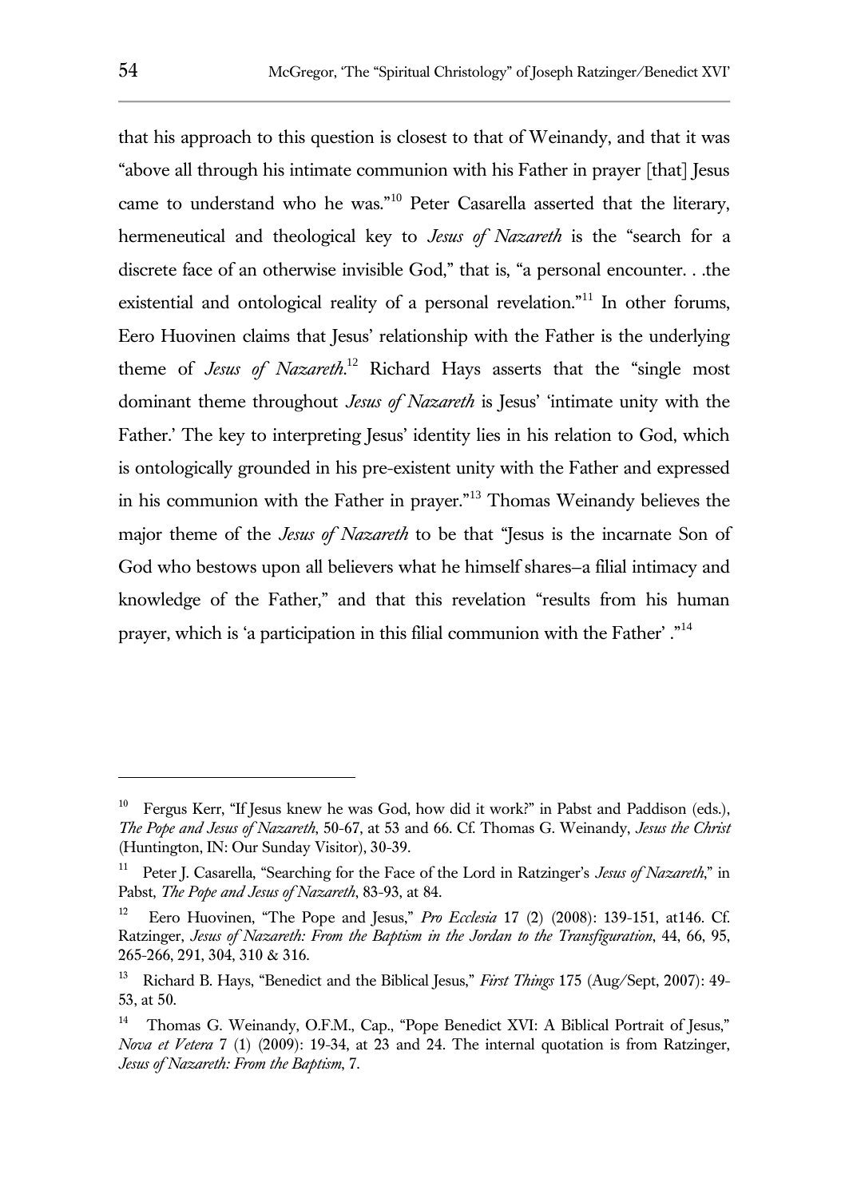that his approach to this question is closest to that of Weinandy, and that it was "above all through his intimate communion with his Father in prayer [that] Jesus came to understand who he was."[10] Peter Casarella asserted that the literary, hermeneutical and theological key to *Jesus of Nazareth* is the "search for a discrete face of an otherwise invisible God," that is, "a personal encounter. . .the existential and ontological reality of a personal revelation."[11] In other forums, Eero Huovinen claims that Jesus' relationship with the Father is the underlying theme of *Jesus of Nazareth*.[12] Richard Hays asserts that the "single most dominant theme throughout *Jesus of Nazareth* is Jesus' 'intimate unity with the Father.' The key to interpreting Jesus' identity lies in his relation to God, which is ontologically grounded in his pre-existent unity with the Father and expressed in his communion with the Father in prayer."[13] Thomas Weinandy believes the major theme of the *Jesus of Nazareth* to be that "Jesus is the incarnate Son of God who bestows upon all believers what he himself shares–a filial intimacy and knowledge of the Father," and that this revelation "results from his human prayer, which is 'a participation in this filial communion with the Father' ."[14]

---

[10] Fergus Kerr, "If Jesus knew he was God, how did it work?" in Pabst and Paddison (eds.), *The Pope and Jesus of Nazareth*, 50-67, at 53 and 66. Cf. Thomas G. Weinandy, *Jesus the Christ* (Huntington, IN: Our Sunday Visitor), 30-39.

[11] Peter J. Casarella, "Searching for the Face of the Lord in Ratzinger's *Jesus of Nazareth*," in Pabst, *The Pope and Jesus of Nazareth*, 83-93, at 84.

[12] Eero Huovinen, "The Pope and Jesus," *Pro Ecclesia* 17 (2) (2008): 139-151, at146. Cf. Ratzinger, *Jesus of Nazareth: From the Baptism in the Jordan to the Transfiguration*, 44, 66, 95, 265-266, 291, 304, 310 & 316.

[13] Richard B. Hays, "Benedict and the Biblical Jesus," *First Things* 175 (Aug/Sept, 2007): 49-53, at 50.

[14] Thomas G. Weinandy, O.F.M., Cap., "Pope Benedict XVI: A Biblical Portrait of Jesus," *Nova et Vetera* 7 (1) (2009): 19-34, at 23 and 24. The internal quotation is from Ratzinger, *Jesus of Nazareth: From the Baptism*, 7.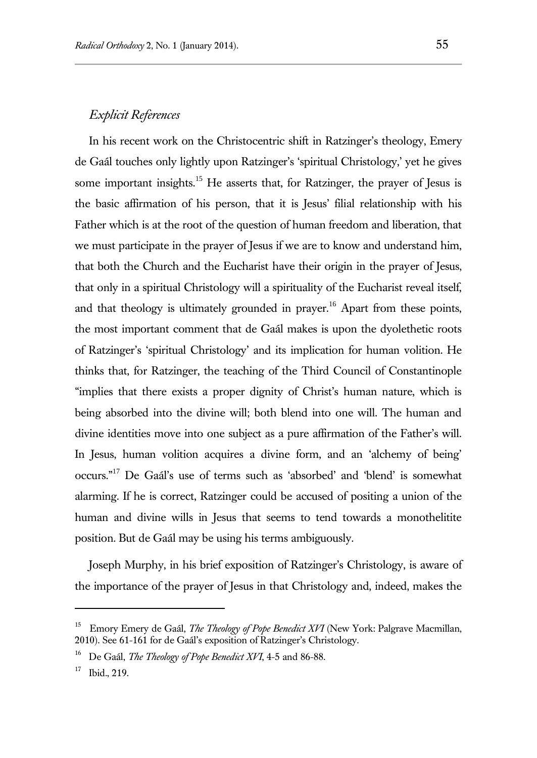### *Explicit References*

In his recent work on the Christocentric shift in Ratzinger's theology, Emery de Gaál touches only lightly upon Ratzinger's 'spiritual Christology,' yet he gives some important insights.[15] He asserts that, for Ratzinger, the prayer of Jesus is the basic affirmation of his person, that it is Jesus' filial relationship with his Father which is at the root of the question of human freedom and liberation, that we must participate in the prayer of Jesus if we are to know and understand him, that both the Church and the Eucharist have their origin in the prayer of Jesus, that only in a spiritual Christology will a spirituality of the Eucharist reveal itself, and that theology is ultimately grounded in prayer.[16] Apart from these points, the most important comment that de Gaál makes is upon the dyolethetic roots of Ratzinger's 'spiritual Christology' and its implication for human volition. He thinks that, for Ratzinger, the teaching of the Third Council of Constantinople "implies that there exists a proper dignity of Christ's human nature, which is being absorbed into the divine will; both blend into one will. The human and divine identities move into one subject as a pure affirmation of the Father's will. In Jesus, human volition acquires a divine form, and an 'alchemy of being' occurs."[17] De Gaál's use of terms such as 'absorbed' and 'blend' is somewhat alarming. If he is correct, Ratzinger could be accused of positing a union of the human and divine wills in Jesus that seems to tend towards a monothelitite position. But de Gaál may be using his terms ambiguously.

Joseph Murphy, in his brief exposition of Ratzinger's Christology, is aware of the importance of the prayer of Jesus in that Christology and, indeed, makes the

---

[15] Emory Emery de Gaál, *The Theology of Pope Benedict XVI* (New York: Palgrave Macmillan, 2010). See 61-161 for de Gaál's exposition of Ratzinger's Christology.

[16] De Gaál, *The Theology of Pope Benedict XVI*, 4-5 and 86-88.

[17] Ibid., 219.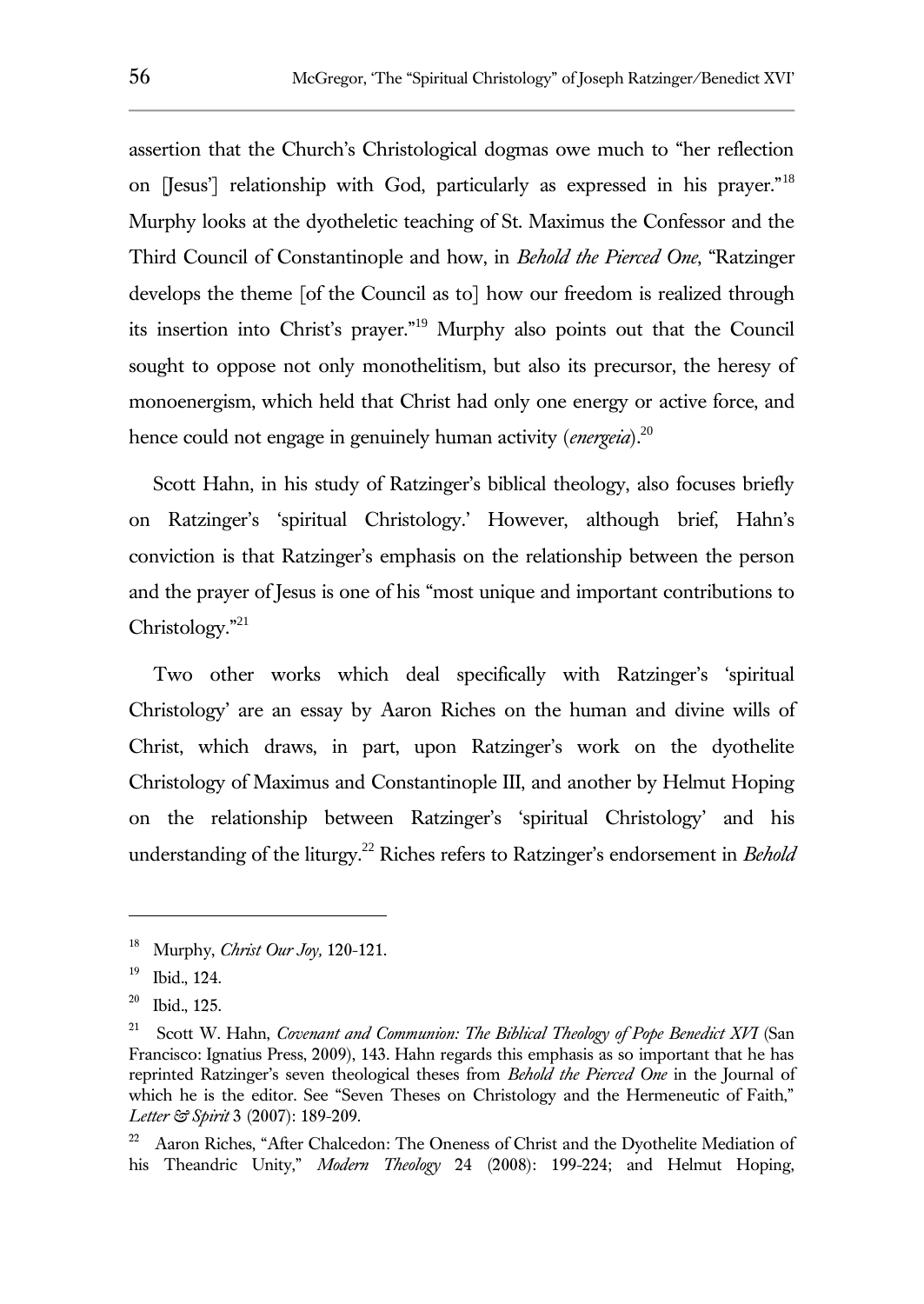assertion that the Church's Christological dogmas owe much to "her reflection on [Jesus'] relationship with God, particularly as expressed in his prayer."[18] Murphy looks at the dyotheletic teaching of St. Maximus the Confessor and the Third Council of Constantinople and how, in *Behold the Pierced One*, "Ratzinger develops the theme [of the Council as to] how our freedom is realized through its insertion into Christ's prayer."[19] Murphy also points out that the Council sought to oppose not only monothelitism, but also its precursor, the heresy of monoenergism, which held that Christ had only one energy or active force, and hence could not engage in genuinely human activity (*energeia*).[20]

Scott Hahn, in his study of Ratzinger's biblical theology, also focuses briefly on Ratzinger's 'spiritual Christology.' However, although brief, Hahn's conviction is that Ratzinger's emphasis on the relationship between the person and the prayer of Jesus is one of his "most unique and important contributions to Christology."[21]

Two other works which deal specifically with Ratzinger's 'spiritual Christology' are an essay by Aaron Riches on the human and divine wills of Christ, which draws, in part, upon Ratzinger's work on the dyothelite Christology of Maximus and Constantinople III, and another by Helmut Hoping on the relationship between Ratzinger's 'spiritual Christology' and his understanding of the liturgy.[22] Riches refers to Ratzinger's endorsement in *Behold*

---

[18] Murphy, *Christ Our Joy,* 120-121.

[19] Ibid., 124.

[20] Ibid., 125.

[21] Scott W. Hahn, *Covenant and Communion: The Biblical Theology of Pope Benedict XVI* (San Francisco: Ignatius Press, 2009), 143. Hahn regards this emphasis as so important that he has reprinted Ratzinger's seven theological theses from *Behold the Pierced One* in the Journal of which he is the editor. See "Seven Theses on Christology and the Hermeneutic of Faith," *Letter & Spirit* 3 (2007): 189-209.

[22] Aaron Riches, "After Chalcedon: The Oneness of Christ and the Dyothelite Mediation of his Theandric Unity," *Modern Theology* 24 (2008): 199-224; and Helmut Hoping,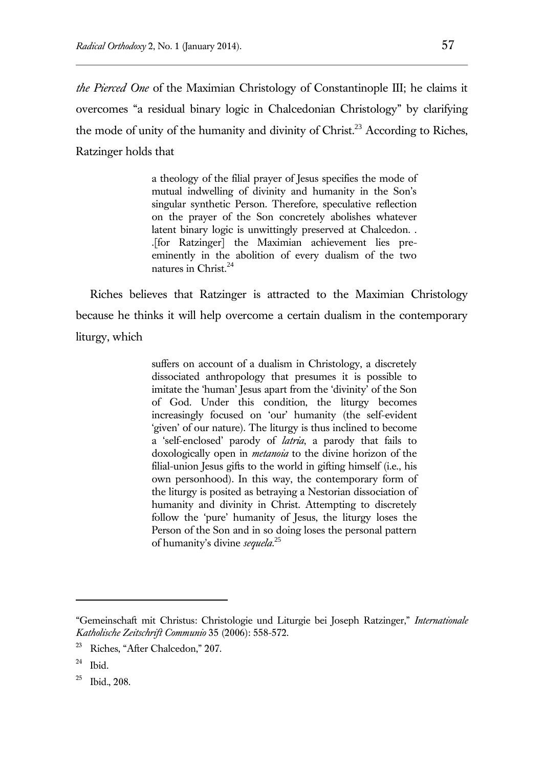*the Pierced One* of the Maximian Christology of Constantinople III; he claims it overcomes "a residual binary logic in Chalcedonian Christology" by clarifying the mode of unity of the humanity and divinity of Christ.[23] According to Riches, Ratzinger holds that

> a theology of the filial prayer of Jesus specifies the mode of mutual indwelling of divinity and humanity in the Son's singular synthetic Person. Therefore, speculative reflection on the prayer of the Son concretely abolishes whatever latent binary logic is unwittingly preserved at Chalcedon. . .[for Ratzinger] the Maximian achievement lies pre-eminently in the abolition of every dualism of the two natures in Christ.[24]

Riches believes that Ratzinger is attracted to the Maximian Christology because he thinks it will help overcome a certain dualism in the contemporary liturgy, which

> suffers on account of a dualism in Christology, a discretely dissociated anthropology that presumes it is possible to imitate the 'human' Jesus apart from the 'divinity' of the Son of God. Under this condition, the liturgy becomes increasingly focused on 'our' humanity (the self-evident 'given' of our nature). The liturgy is thus inclined to become a 'self-enclosed' parody of *latria*, a parody that fails to doxologically open in *metanoia* to the divine horizon of the filial-union Jesus gifts to the world in gifting himself (i.e., his own personhood). In this way, the contemporary form of the liturgy is posited as betraying a Nestorian dissociation of humanity and divinity in Christ. Attempting to discretely follow the 'pure' humanity of Jesus, the liturgy loses the Person of the Son and in so doing loses the personal pattern of humanity's divine *sequela*.[25]

---

"Gemeinschaft mit Christus: Christologie und Liturgie bei Joseph Ratzinger," *Internationale Katholische Zeitschrift Communio* 35 (2006): 558-572.

[23] Riches, "After Chalcedon," 207.

[24] Ibid.

[25] Ibid., 208.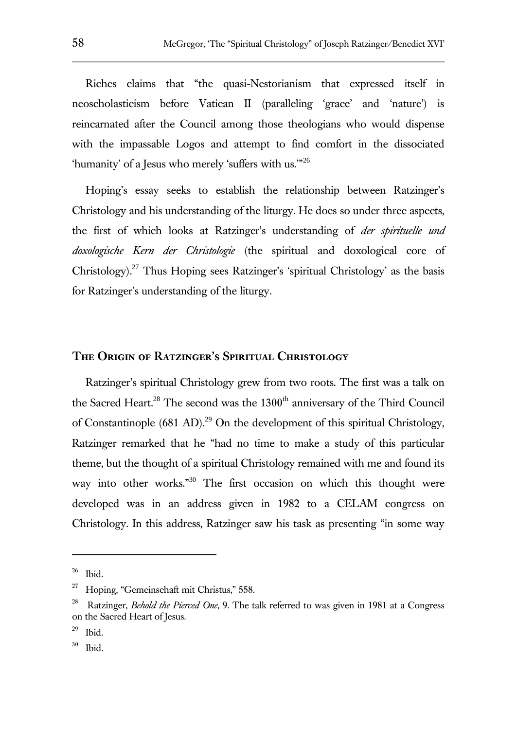Riches claims that "the quasi-Nestorianism that expressed itself in neoscholasticism before Vatican II (paralleling 'grace' and 'nature') is reincarnated after the Council among those theologians who would dispense with the impassable Logos and attempt to find comfort in the dissociated 'humanity' of a Jesus who merely 'suffers with us.'"[26]

Hoping's essay seeks to establish the relationship between Ratzinger's Christology and his understanding of the liturgy. He does so under three aspects, the first of which looks at Ratzinger's understanding of *der spirituelle und doxologische Kern der Christologie* (the spiritual and doxological core of Christology).[27] Thus Hoping sees Ratzinger's 'spiritual Christology' as the basis for Ratzinger's understanding of the liturgy.

## The Origin of Ratzinger's Spiritual Christology

Ratzinger's spiritual Christology grew from two roots. The first was a talk on the Sacred Heart.[28] The second was the 1300th anniversary of the Third Council of Constantinople (681 AD).[29] On the development of this spiritual Christology, Ratzinger remarked that he "had no time to make a study of this particular theme, but the thought of a spiritual Christology remained with me and found its way into other works."[30] The first occasion on which this thought were developed was in an address given in 1982 to a CELAM congress on Christology. In this address, Ratzinger saw his task as presenting "in some way

---

[26] Ibid.

[27] Hoping, "Gemeinschaft mit Christus," 558.

[28] Ratzinger, *Behold the Pierced One*, 9. The talk referred to was given in 1981 at a Congress on the Sacred Heart of Jesus.

[29] Ibid.

[30] Ibid.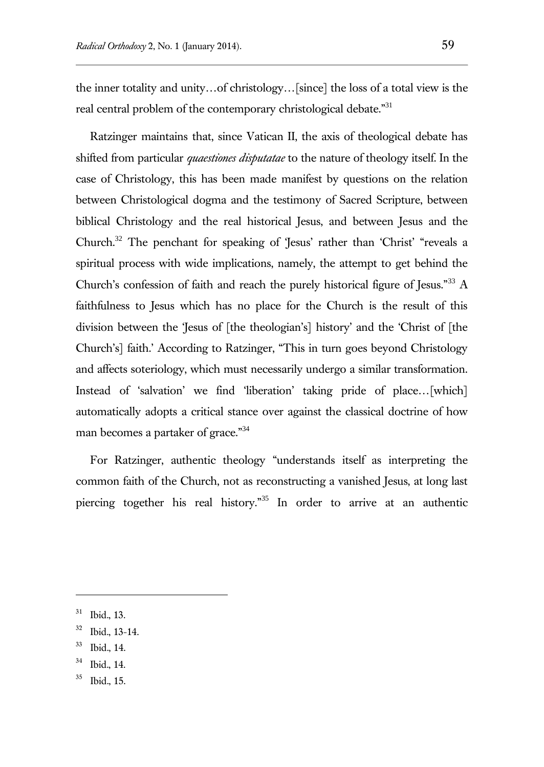the inner totality and unity…of christology…[since] the loss of a total view is the real central problem of the contemporary christological debate."[31]

Ratzinger maintains that, since Vatican II, the axis of theological debate has shifted from particular *quaestiones disputatae* to the nature of theology itself. In the case of Christology, this has been made manifest by questions on the relation between Christological dogma and the testimony of Sacred Scripture, between biblical Christology and the real historical Jesus, and between Jesus and the Church.[32] The penchant for speaking of 'Jesus' rather than 'Christ' "reveals a spiritual process with wide implications, namely, the attempt to get behind the Church's confession of faith and reach the purely historical figure of Jesus."[33] A faithfulness to Jesus which has no place for the Church is the result of this division between the 'Jesus of [the theologian's] history' and the 'Christ of [the Church's] faith.' According to Ratzinger, "This in turn goes beyond Christology and affects soteriology, which must necessarily undergo a similar transformation. Instead of 'salvation' we find 'liberation' taking pride of place…[which] automatically adopts a critical stance over against the classical doctrine of how man becomes a partaker of grace."[34]

For Ratzinger, authentic theology "understands itself as interpreting the common faith of the Church, not as reconstructing a vanished Jesus, at long last piercing together his real history."[35] In order to arrive at an authentic

---

[31] Ibid., 13.

[32] Ibid., 13-14.

[33] Ibid., 14.

[34] Ibid., 14.

[35] Ibid., 15.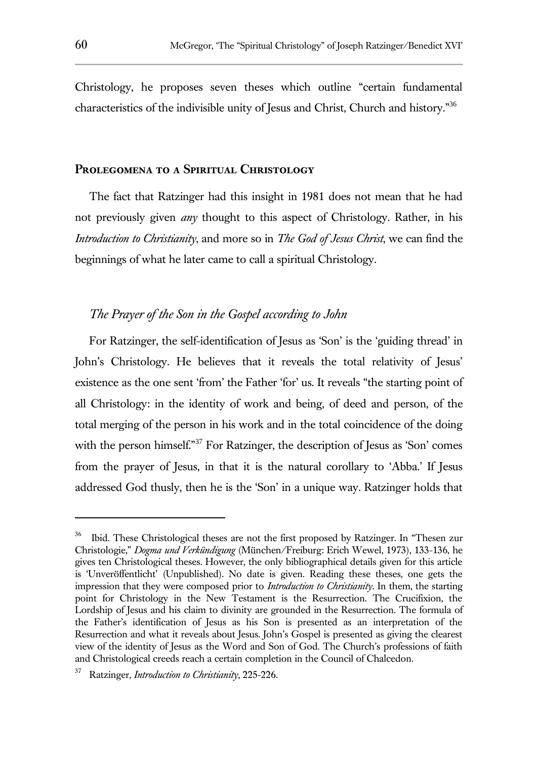Christology, he proposes seven theses which outline "certain fundamental characteristics of the indivisible unity of Jesus and Christ, Church and history."[36]

## Prolegomena to a Spiritual Christology

The fact that Ratzinger had this insight in 1981 does not mean that he had not previously given *any* thought to this aspect of Christology. Rather, in his *Introduction to Christianity*, and more so in *The God of Jesus Christ*, we can find the beginnings of what he later came to call a spiritual Christology.

### *The Prayer of the Son in the Gospel according to John*

For Ratzinger, the self-identification of Jesus as 'Son' is the 'guiding thread' in John's Christology. He believes that it reveals the total relativity of Jesus' existence as the one sent 'from' the Father 'for' us. It reveals "the starting point of all Christology: in the identity of work and being, of deed and person, of the total merging of the person in his work and in the total coincidence of the doing with the person himself."[37] For Ratzinger, the description of Jesus as 'Son' comes from the prayer of Jesus, in that it is the natural corollary to 'Abba.' If Jesus addressed God thusly, then he is the 'Son' in a unique way. Ratzinger holds that

---

[36] Ibid. These Christological theses are not the first proposed by Ratzinger. In "Thesen zur Christologie," *Dogma und Verkündigung* (München/Freiburg: Erich Wewel, 1973), 133-136, he gives ten Christological theses. However, the only bibliographical details given for this article is 'Unveröffentlicht' (Unpublished). No date is given. Reading these theses, one gets the impression that they were composed prior to *Introduction to Christianity*. In them, the starting point for Christology in the New Testament is the Resurrection. The Crucifixion, the Lordship of Jesus and his claim to divinity are grounded in the Resurrection. The formula of the Father's identification of Jesus as his Son is presented as an interpretation of the Resurrection and what it reveals about Jesus. John's Gospel is presented as giving the clearest view of the identity of Jesus as the Word and Son of God. The Church's professions of faith and Christological creeds reach a certain completion in the Council of Chalcedon.

[37] Ratzinger, *Introduction to Christianity*, 225-226.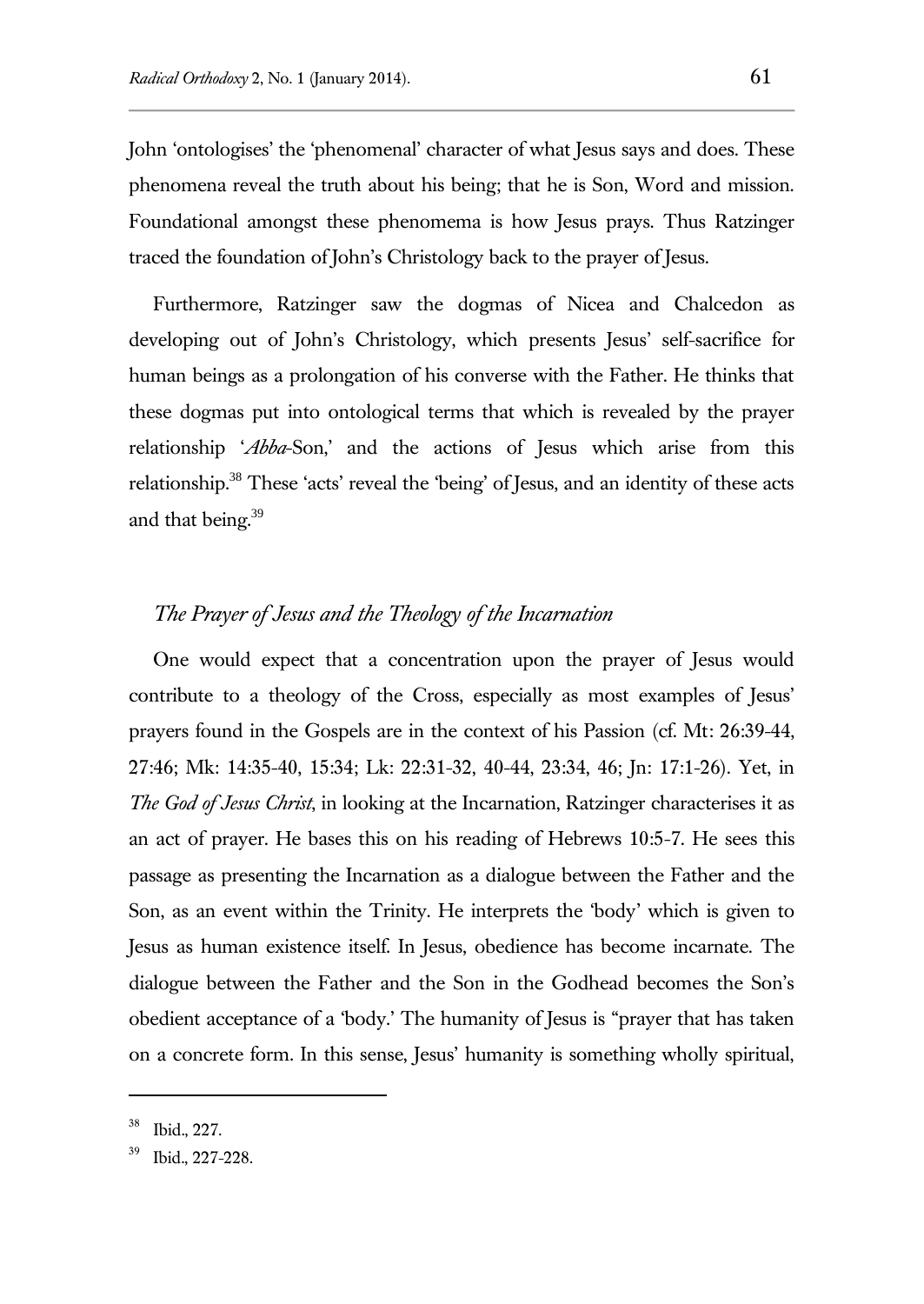John 'ontologises' the 'phenomenal' character of what Jesus says and does. These phenomena reveal the truth about his being; that he is Son, Word and mission. Foundational amongst these phenomema is how Jesus prays. Thus Ratzinger traced the foundation of John's Christology back to the prayer of Jesus.

Furthermore, Ratzinger saw the dogmas of Nicea and Chalcedon as developing out of John's Christology, which presents Jesus' self-sacrifice for human beings as a prolongation of his converse with the Father. He thinks that these dogmas put into ontological terms that which is revealed by the prayer relationship '*Abba*-Son,' and the actions of Jesus which arise from this relationship.[38] These 'acts' reveal the 'being' of Jesus, and an identity of these acts and that being.[39]

### *The Prayer of Jesus and the Theology of the Incarnation*

One would expect that a concentration upon the prayer of Jesus would contribute to a theology of the Cross, especially as most examples of Jesus' prayers found in the Gospels are in the context of his Passion (cf. Mt: 26:39-44, 27:46; Mk: 14:35-40, 15:34; Lk: 22:31-32, 40-44, 23:34, 46; Jn: 17:1-26). Yet, in *The God of Jesus Christ*, in looking at the Incarnation, Ratzinger characterises it as an act of prayer. He bases this on his reading of Hebrews 10:5-7. He sees this passage as presenting the Incarnation as a dialogue between the Father and the Son, as an event within the Trinity. He interprets the 'body' which is given to Jesus as human existence itself. In Jesus, obedience has become incarnate. The dialogue between the Father and the Son in the Godhead becomes the Son's obedient acceptance of a 'body.' The humanity of Jesus is "prayer that has taken on a concrete form. In this sense, Jesus' humanity is something wholly spiritual,

---

[38] Ibid., 227.

[39] Ibid., 227-228.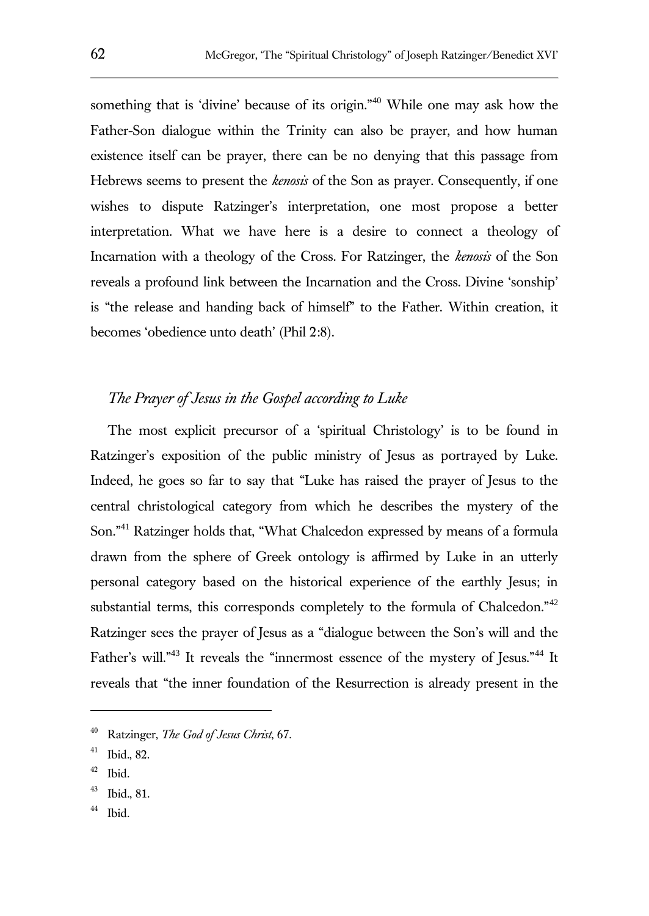something that is 'divine' because of its origin."[40] While one may ask how the Father-Son dialogue within the Trinity can also be prayer, and how human existence itself can be prayer, there can be no denying that this passage from Hebrews seems to present the *kenosis* of the Son as prayer. Consequently, if one wishes to dispute Ratzinger's interpretation, one most propose a better interpretation. What we have here is a desire to connect a theology of Incarnation with a theology of the Cross. For Ratzinger, the *kenosis* of the Son reveals a profound link between the Incarnation and the Cross. Divine 'sonship' is "the release and handing back of himself" to the Father. Within creation, it becomes 'obedience unto death' (Phil 2:8).

### *The Prayer of Jesus in the Gospel according to Luke*

The most explicit precursor of a 'spiritual Christology' is to be found in Ratzinger's exposition of the public ministry of Jesus as portrayed by Luke. Indeed, he goes so far to say that "Luke has raised the prayer of Jesus to the central christological category from which he describes the mystery of the Son."[41] Ratzinger holds that, "What Chalcedon expressed by means of a formula drawn from the sphere of Greek ontology is affirmed by Luke in an utterly personal category based on the historical experience of the earthly Jesus; in substantial terms, this corresponds completely to the formula of Chalcedon."[42] Ratzinger sees the prayer of Jesus as a "dialogue between the Son's will and the Father's will."[43] It reveals the "innermost essence of the mystery of Jesus."[44] It reveals that "the inner foundation of the Resurrection is already present in the

---

[40] Ratzinger, *The God of Jesus Christ*, 67.

[41] Ibid., 82.

[42] Ibid.

[43] Ibid., 81.

[44] Ibid.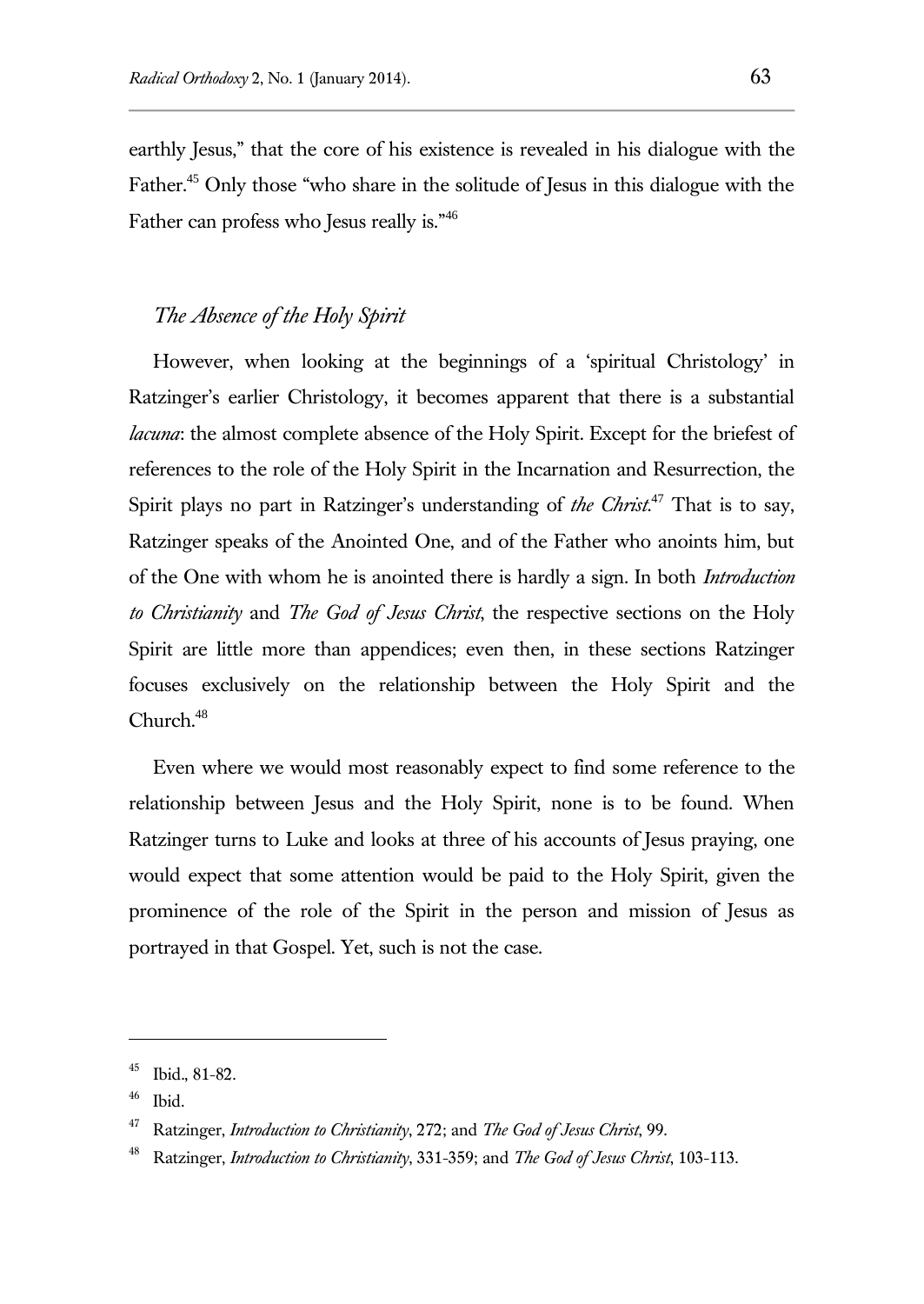earthly Jesus," that the core of his existence is revealed in his dialogue with the Father.[45] Only those "who share in the solitude of Jesus in this dialogue with the Father can profess who Jesus really is."[46]

### *The Absence of the Holy Spirit*

However, when looking at the beginnings of a 'spiritual Christology' in Ratzinger's earlier Christology, it becomes apparent that there is a substantial *lacuna*: the almost complete absence of the Holy Spirit. Except for the briefest of references to the role of the Holy Spirit in the Incarnation and Resurrection, the Spirit plays no part in Ratzinger's understanding of *the Christ*.[47] That is to say, Ratzinger speaks of the Anointed One, and of the Father who anoints him, but of the One with whom he is anointed there is hardly a sign. In both *Introduction to Christianity* and *The God of Jesus Christ*, the respective sections on the Holy Spirit are little more than appendices; even then, in these sections Ratzinger focuses exclusively on the relationship between the Holy Spirit and the Church.[48]

Even where we would most reasonably expect to find some reference to the relationship between Jesus and the Holy Spirit, none is to be found. When Ratzinger turns to Luke and looks at three of his accounts of Jesus praying, one would expect that some attention would be paid to the Holy Spirit, given the prominence of the role of the Spirit in the person and mission of Jesus as portrayed in that Gospel. Yet, such is not the case.

---

[45] Ibid., 81-82.

[46] Ibid.

[47] Ratzinger, *Introduction to Christianity*, 272; and *The God of Jesus Christ*, 99.

[48] Ratzinger, *Introduction to Christianity*, 331-359; and *The God of Jesus Christ*, 103-113.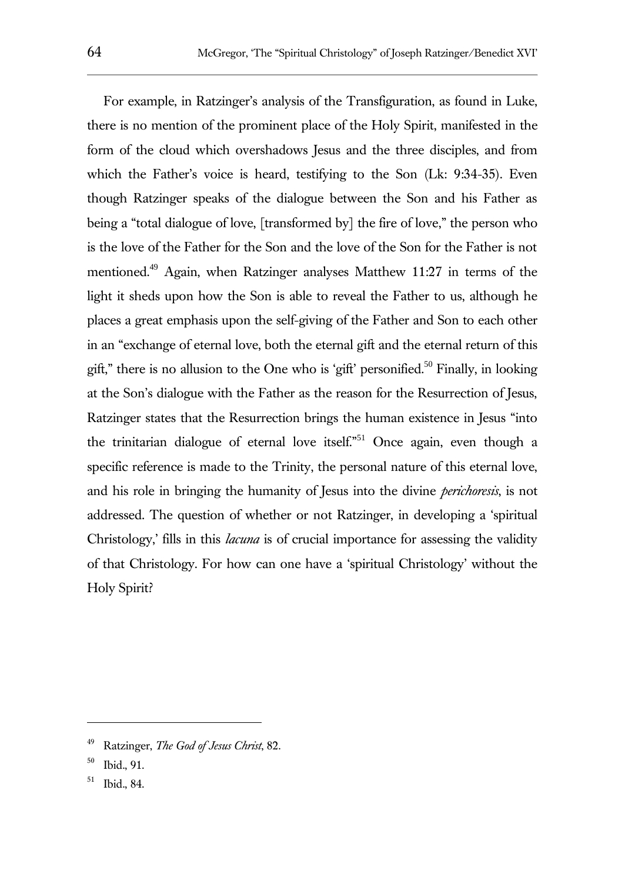For example, in Ratzinger's analysis of the Transfiguration, as found in Luke, there is no mention of the prominent place of the Holy Spirit, manifested in the form of the cloud which overshadows Jesus and the three disciples, and from which the Father's voice is heard, testifying to the Son (Lk: 9:34-35). Even though Ratzinger speaks of the dialogue between the Son and his Father as being a "total dialogue of love, [transformed by] the fire of love," the person who is the love of the Father for the Son and the love of the Son for the Father is not mentioned.[49] Again, when Ratzinger analyses Matthew 11:27 in terms of the light it sheds upon how the Son is able to reveal the Father to us, although he places a great emphasis upon the self-giving of the Father and Son to each other in an "exchange of eternal love, both the eternal gift and the eternal return of this gift," there is no allusion to the One who is 'gift' personified.[50] Finally, in looking at the Son's dialogue with the Father as the reason for the Resurrection of Jesus, Ratzinger states that the Resurrection brings the human existence in Jesus "into the trinitarian dialogue of eternal love itself."[51] Once again, even though a specific reference is made to the Trinity, the personal nature of this eternal love, and his role in bringing the humanity of Jesus into the divine *perichoresis*, is not addressed. The question of whether or not Ratzinger, in developing a 'spiritual Christology,' fills in this *lacuna* is of crucial importance for assessing the validity of that Christology. For how can one have a 'spiritual Christology' without the Holy Spirit?

---

[49] Ratzinger, *The God of Jesus Christ*, 82.

[50] Ibid., 91.

[51] Ibid., 84.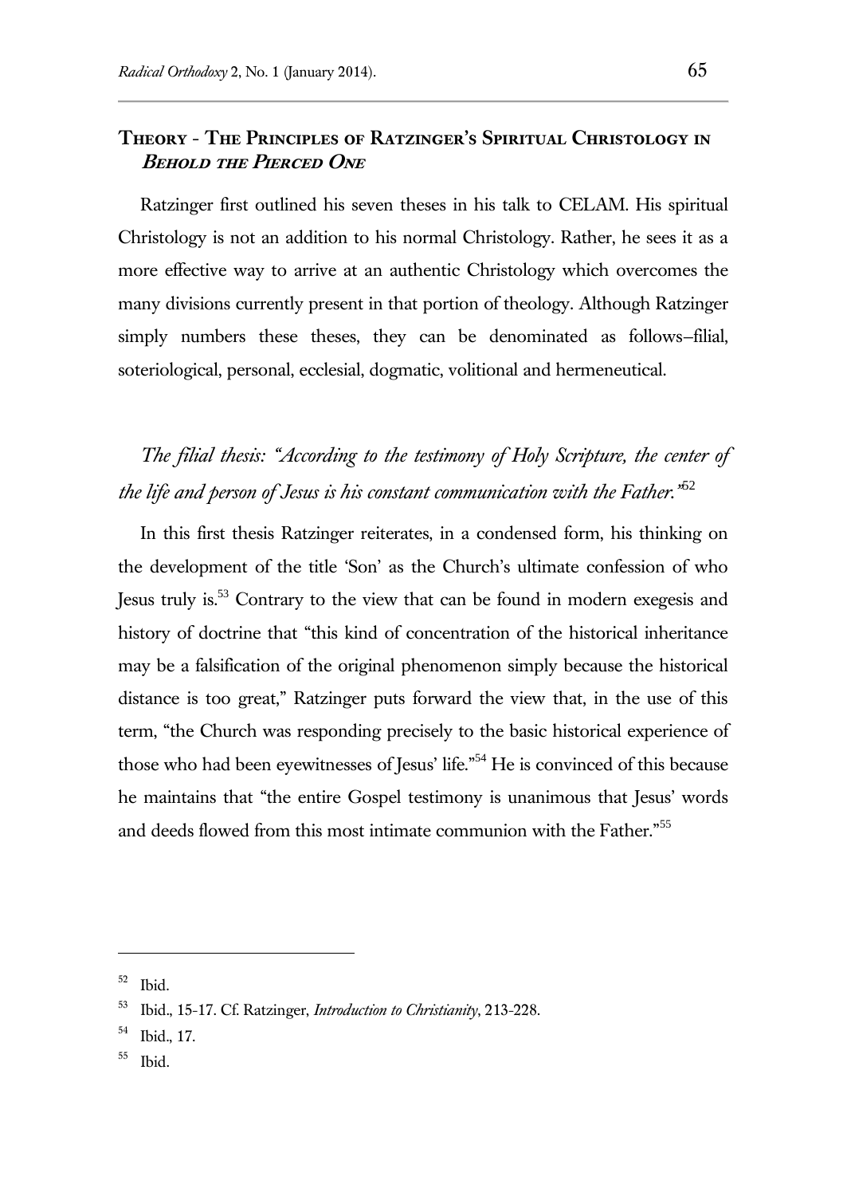## Theory - The Principles of Ratzinger's Spiritual Christology in *Behold the Pierced One*

Ratzinger first outlined his seven theses in his talk to CELAM. His spiritual Christology is not an addition to his normal Christology. Rather, he sees it as a more effective way to arrive at an authentic Christology which overcomes the many divisions currently present in that portion of theology. Although Ratzinger simply numbers these theses, they can be denominated as follows–filial, soteriological, personal, ecclesial, dogmatic, volitional and hermeneutical.

### *The filial thesis: "According to the testimony of Holy Scripture, the center of the life and person of Jesus is his constant communication with the Father."*[52]

In this first thesis Ratzinger reiterates, in a condensed form, his thinking on the development of the title 'Son' as the Church's ultimate confession of who Jesus truly is.[53] Contrary to the view that can be found in modern exegesis and history of doctrine that "this kind of concentration of the historical inheritance may be a falsification of the original phenomenon simply because the historical distance is too great," Ratzinger puts forward the view that, in the use of this term, "the Church was responding precisely to the basic historical experience of those who had been eyewitnesses of Jesus' life."[54] He is convinced of this because he maintains that "the entire Gospel testimony is unanimous that Jesus' words and deeds flowed from this most intimate communion with the Father."[55]

---

[52] Ibid.

[53] Ibid., 15-17. Cf. Ratzinger, *Introduction to Christianity*, 213-228.

[54] Ibid., 17.

[55] Ibid.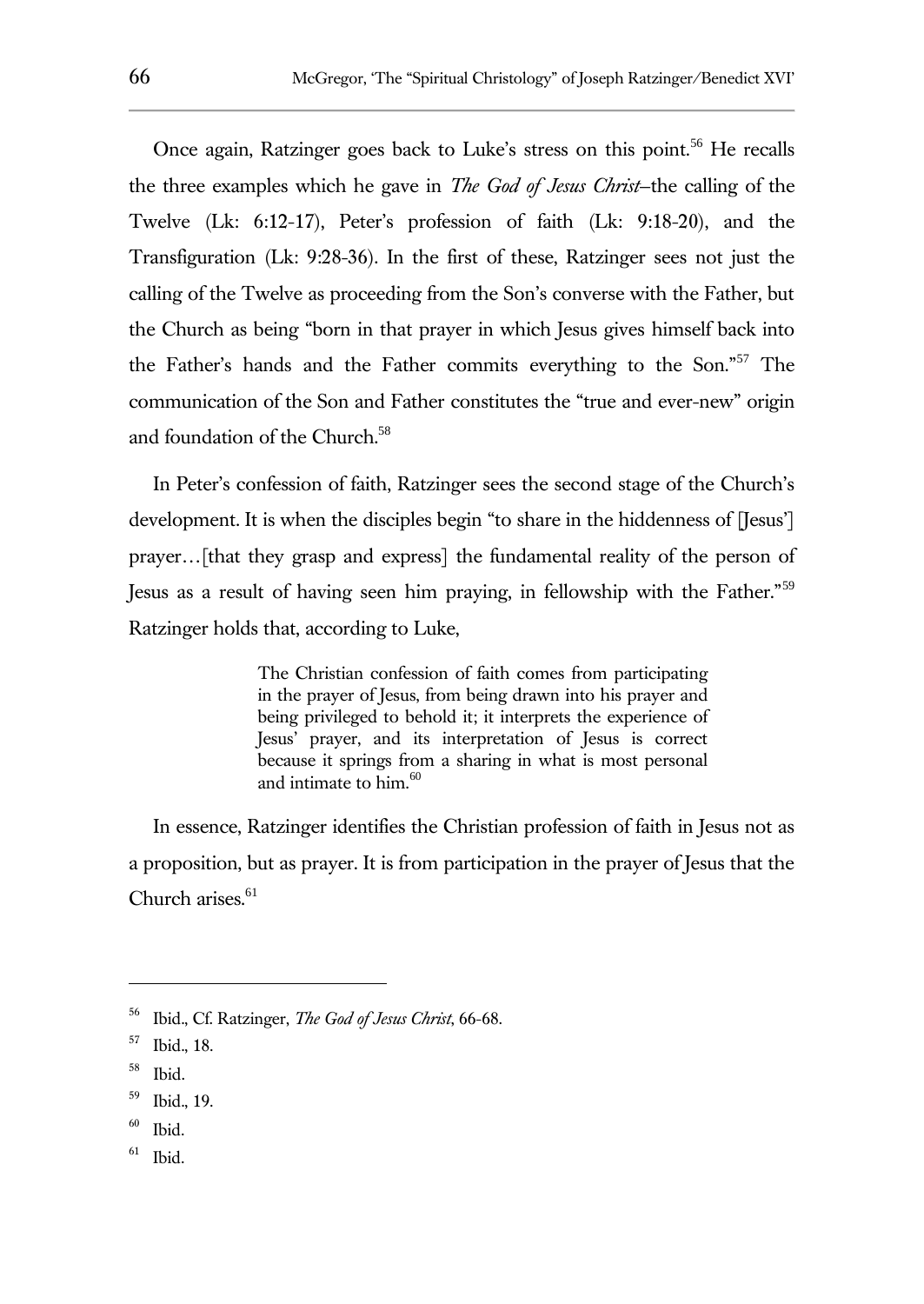Once again, Ratzinger goes back to Luke's stress on this point.[56] He recalls the three examples which he gave in *The God of Jesus Christ*–the calling of the Twelve (Lk: 6:12-17), Peter's profession of faith (Lk: 9:18-20), and the Transfiguration (Lk: 9:28-36). In the first of these, Ratzinger sees not just the calling of the Twelve as proceeding from the Son's converse with the Father, but the Church as being "born in that prayer in which Jesus gives himself back into the Father's hands and the Father commits everything to the Son."[57] The communication of the Son and Father constitutes the "true and ever-new" origin and foundation of the Church.[58]

In Peter's confession of faith, Ratzinger sees the second stage of the Church's development. It is when the disciples begin "to share in the hiddenness of [Jesus'] prayer…[that they grasp and express] the fundamental reality of the person of Jesus as a result of having seen him praying, in fellowship with the Father."[59] Ratzinger holds that, according to Luke,

> The Christian confession of faith comes from participating in the prayer of Jesus, from being drawn into his prayer and being privileged to behold it; it interprets the experience of Jesus' prayer, and its interpretation of Jesus is correct because it springs from a sharing in what is most personal and intimate to him.[60]

In essence, Ratzinger identifies the Christian profession of faith in Jesus not as a proposition, but as prayer. It is from participation in the prayer of Jesus that the Church arises.[61]

---

[56] Ibid., Cf. Ratzinger, *The God of Jesus Christ*, 66-68.

[57] Ibid., 18.

[58] Ibid.

[59] Ibid., 19.

[60] Ibid.

[61] Ibid.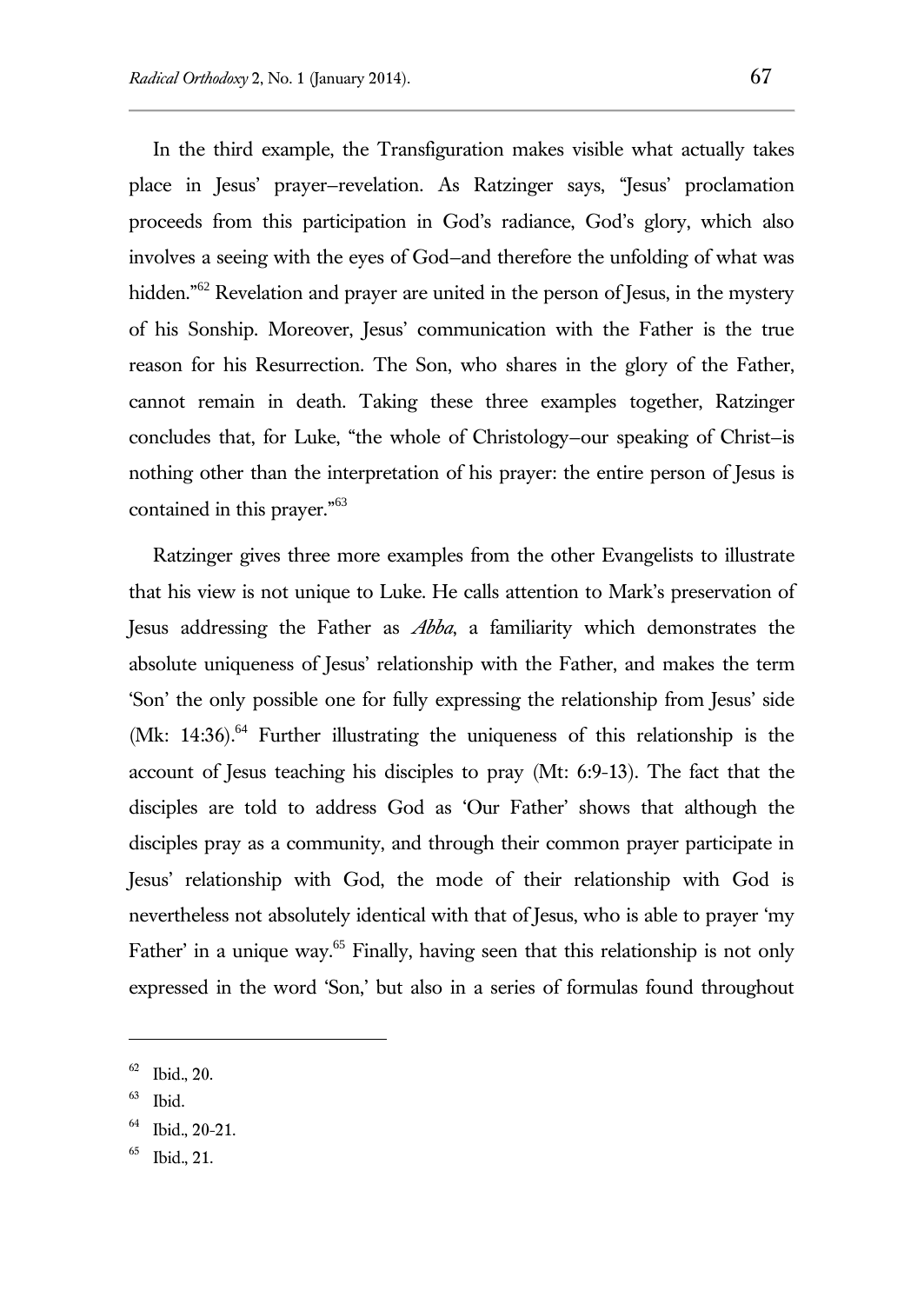In the third example, the Transfiguration makes visible what actually takes place in Jesus' prayer–revelation. As Ratzinger says, "Jesus' proclamation proceeds from this participation in God's radiance, God's glory, which also involves a seeing with the eyes of God–and therefore the unfolding of what was hidden."[62] Revelation and prayer are united in the person of Jesus, in the mystery of his Sonship. Moreover, Jesus' communication with the Father is the true reason for his Resurrection. The Son, who shares in the glory of the Father, cannot remain in death. Taking these three examples together, Ratzinger concludes that, for Luke, "the whole of Christology–our speaking of Christ–is nothing other than the interpretation of his prayer: the entire person of Jesus is contained in this prayer."[63]

Ratzinger gives three more examples from the other Evangelists to illustrate that his view is not unique to Luke. He calls attention to Mark's preservation of Jesus addressing the Father as *Abba*, a familiarity which demonstrates the absolute uniqueness of Jesus' relationship with the Father, and makes the term 'Son' the only possible one for fully expressing the relationship from Jesus' side (Mk: 14:36).[64] Further illustrating the uniqueness of this relationship is the account of Jesus teaching his disciples to pray (Mt: 6:9-13). The fact that the disciples are told to address God as 'Our Father' shows that although the disciples pray as a community, and through their common prayer participate in Jesus' relationship with God, the mode of their relationship with God is nevertheless not absolutely identical with that of Jesus, who is able to prayer 'my Father' in a unique way.[65] Finally, having seen that this relationship is not only expressed in the word 'Son,' but also in a series of formulas found throughout

---

[62] Ibid., 20.

[63] Ibid.

[64] Ibid., 20-21.

[65] Ibid., 21.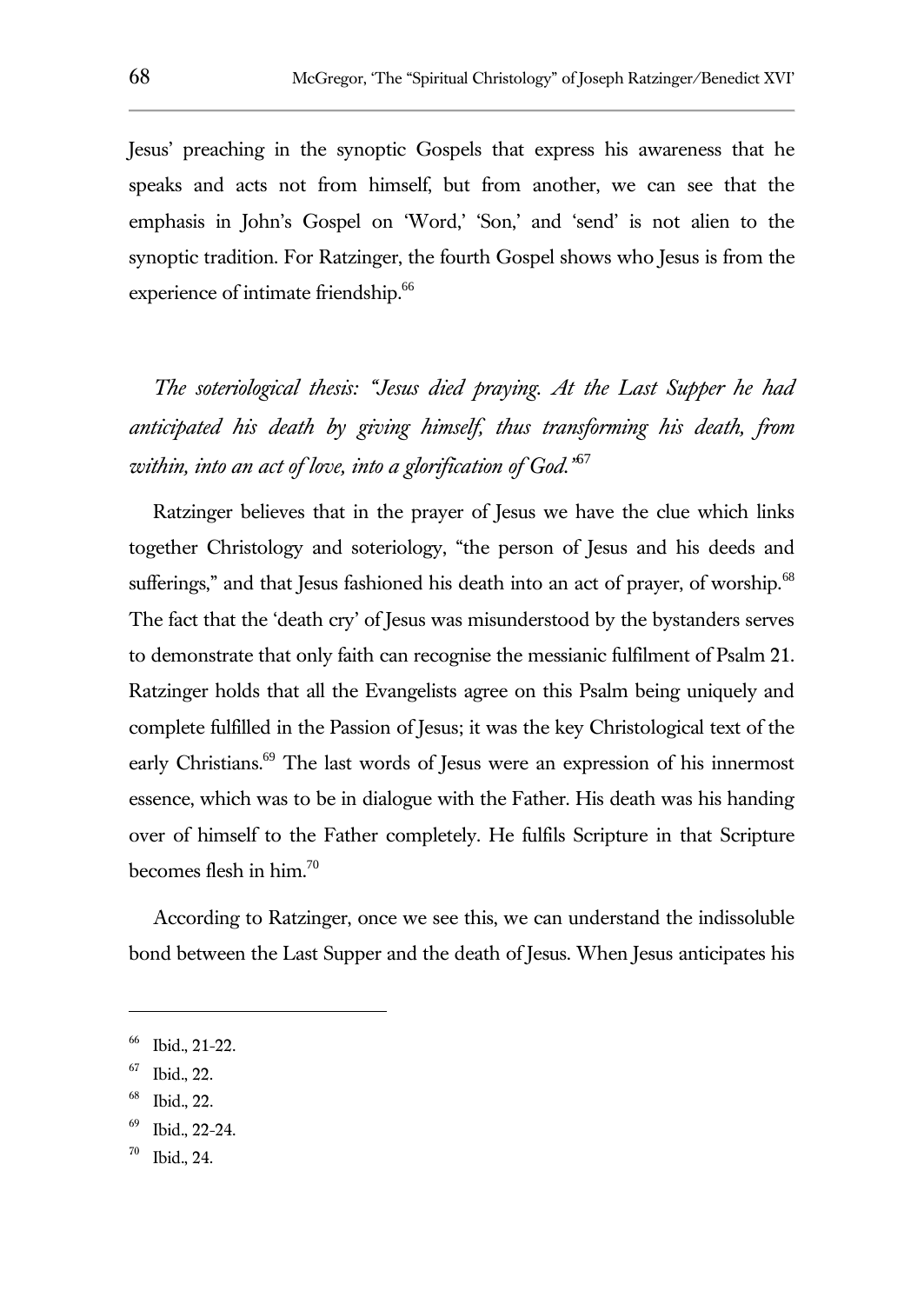Jesus' preaching in the synoptic Gospels that express his awareness that he speaks and acts not from himself, but from another, we can see that the emphasis in John's Gospel on 'Word,' 'Son,' and 'send' is not alien to the synoptic tradition. For Ratzinger, the fourth Gospel shows who Jesus is from the experience of intimate friendship.[66]

*The soteriological thesis: "Jesus died praying. At the Last Supper he had anticipated his death by giving himself, thus transforming his death, from within, into an act of love, into a glorification of God."*[67]

Ratzinger believes that in the prayer of Jesus we have the clue which links together Christology and soteriology, "the person of Jesus and his deeds and sufferings," and that Jesus fashioned his death into an act of prayer, of worship.[68] The fact that the 'death cry' of Jesus was misunderstood by the bystanders serves to demonstrate that only faith can recognise the messianic fulfilment of Psalm 21. Ratzinger holds that all the Evangelists agree on this Psalm being uniquely and complete fulfilled in the Passion of Jesus; it was the key Christological text of the early Christians.[69] The last words of Jesus were an expression of his innermost essence, which was to be in dialogue with the Father. His death was his handing over of himself to the Father completely. He fulfils Scripture in that Scripture becomes flesh in him.[70]

According to Ratzinger, once we see this, we can understand the indissoluble bond between the Last Supper and the death of Jesus. When Jesus anticipates his

---

[66] Ibid., 21-22.

[67] Ibid., 22.

[68] Ibid., 22.

[69] Ibid., 22-24.

[70] Ibid., 24.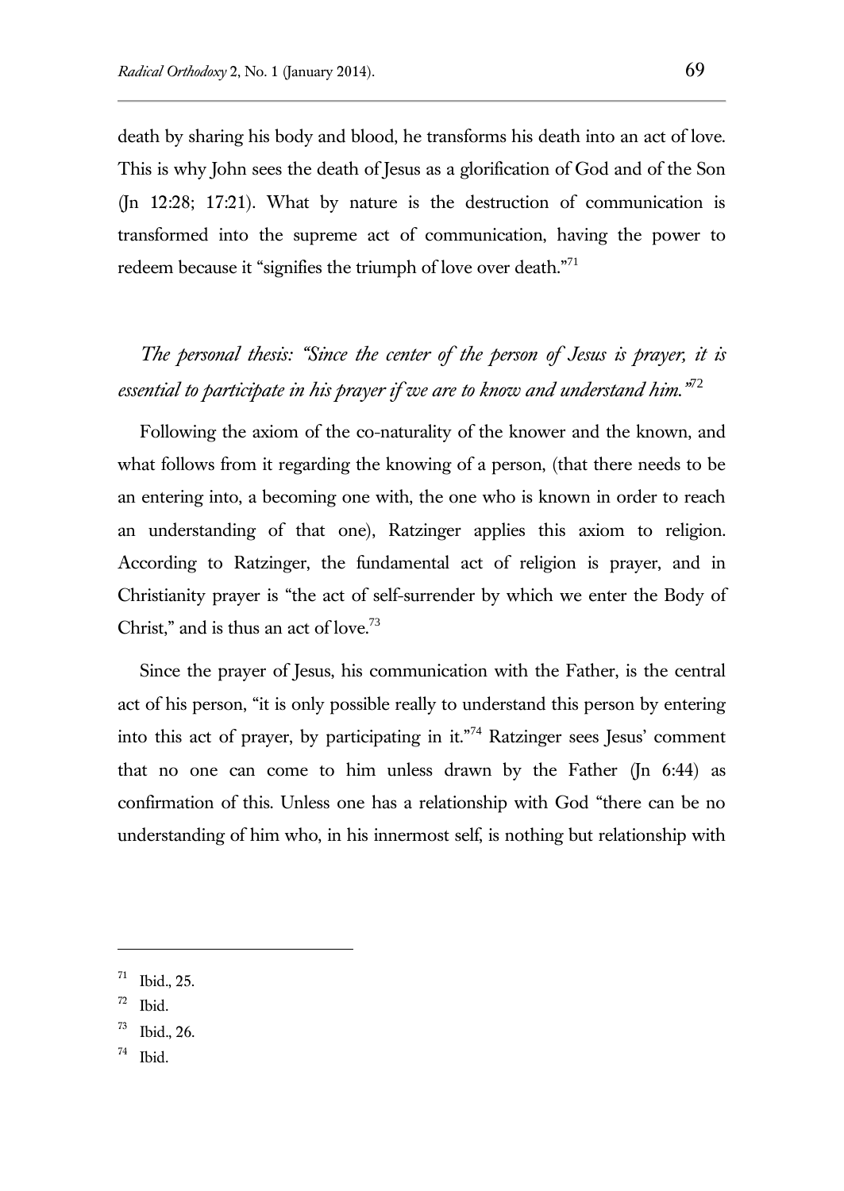death by sharing his body and blood, he transforms his death into an act of love. This is why John sees the death of Jesus as a glorification of God and of the Son (Jn 12:28; 17:21). What by nature is the destruction of communication is transformed into the supreme act of communication, having the power to redeem because it "signifies the triumph of love over death."[71]

### *The personal thesis: "Since the center of the person of Jesus is prayer, it is essential to participate in his prayer if we are to know and understand him."*[72]

Following the axiom of the co-naturality of the knower and the known, and what follows from it regarding the knowing of a person, (that there needs to be an entering into, a becoming one with, the one who is known in order to reach an understanding of that one), Ratzinger applies this axiom to religion. According to Ratzinger, the fundamental act of religion is prayer, and in Christianity prayer is "the act of self-surrender by which we enter the Body of Christ," and is thus an act of love.[73]

Since the prayer of Jesus, his communication with the Father, is the central act of his person, "it is only possible really to understand this person by entering into this act of prayer, by participating in it."[74] Ratzinger sees Jesus' comment that no one can come to him unless drawn by the Father (Jn 6:44) as confirmation of this. Unless one has a relationship with God "there can be no understanding of him who, in his innermost self, is nothing but relationship with

---

[71] Ibid., 25.

[72] Ibid.

[73] Ibid., 26.

[74] Ibid.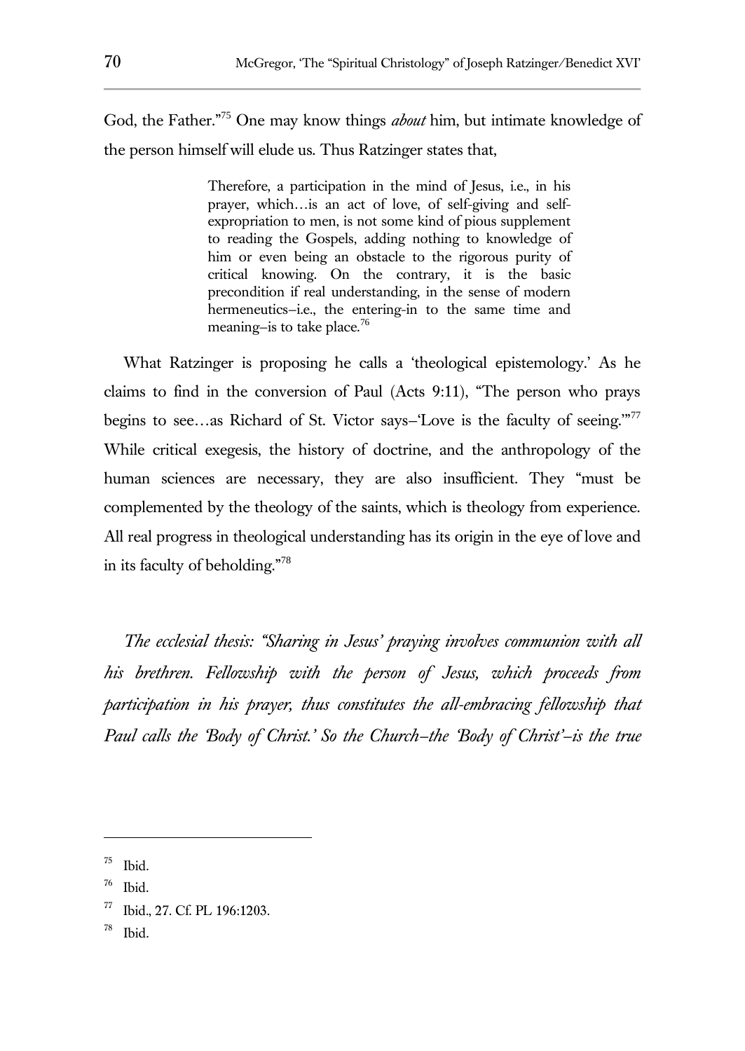God, the Father."[75] One may know things *about* him, but intimate knowledge of the person himself will elude us. Thus Ratzinger states that,

> Therefore, a participation in the mind of Jesus, i.e., in his prayer, which…is an act of love, of self-giving and self-expropriation to men, is not some kind of pious supplement to reading the Gospels, adding nothing to knowledge of him or even being an obstacle to the rigorous purity of critical knowing. On the contrary, it is the basic precondition if real understanding, in the sense of modern hermeneutics–i.e., the entering-in to the same time and meaning–is to take place.[76]

What Ratzinger is proposing he calls a 'theological epistemology.' As he claims to find in the conversion of Paul (Acts 9:11), "The person who prays begins to see…as Richard of St. Victor says–'Love is the faculty of seeing.'"[77] While critical exegesis, the history of doctrine, and the anthropology of the human sciences are necessary, they are also insufficient. They "must be complemented by the theology of the saints, which is theology from experience. All real progress in theological understanding has its origin in the eye of love and in its faculty of beholding."[78]

*The ecclesial thesis: "Sharing in Jesus' praying involves communion with all his brethren. Fellowship with the person of Jesus, which proceeds from participation in his prayer, thus constitutes the all-embracing fellowship that Paul calls the 'Body of Christ.' So the Church–the 'Body of Christ'–is the true*

---

[75] Ibid.

[76] Ibid.

[77] Ibid., 27. Cf. PL 196:1203.

[78] Ibid.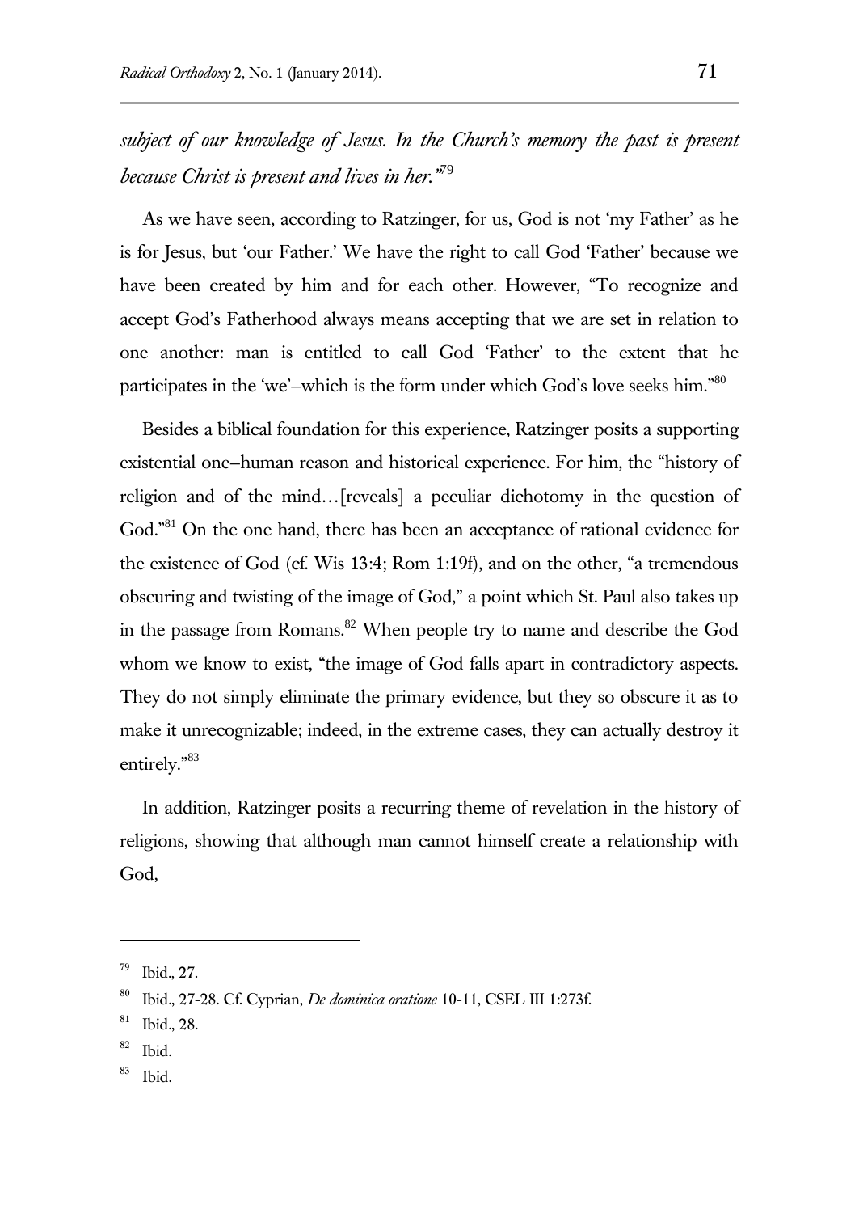*subject of our knowledge of Jesus. In the Church's memory the past is present because Christ is present and lives in her."*[79]

As we have seen, according to Ratzinger, for us, God is not 'my Father' as he is for Jesus, but 'our Father.' We have the right to call God 'Father' because we have been created by him and for each other. However, "To recognize and accept God's Fatherhood always means accepting that we are set in relation to one another: man is entitled to call God 'Father' to the extent that he participates in the 'we'–which is the form under which God's love seeks him."[80]

Besides a biblical foundation for this experience, Ratzinger posits a supporting existential one–human reason and historical experience. For him, the "history of religion and of the mind…[reveals] a peculiar dichotomy in the question of God."[81] On the one hand, there has been an acceptance of rational evidence for the existence of God (cf. Wis 13:4; Rom 1:19f), and on the other, "a tremendous obscuring and twisting of the image of God," a point which St. Paul also takes up in the passage from Romans.[82] When people try to name and describe the God whom we know to exist, "the image of God falls apart in contradictory aspects. They do not simply eliminate the primary evidence, but they so obscure it as to make it unrecognizable; indeed, in the extreme cases, they can actually destroy it entirely."[83]

In addition, Ratzinger posits a recurring theme of revelation in the history of religions, showing that although man cannot himself create a relationship with God,

---

[79] Ibid., 27.

[80] Ibid., 27-28. Cf. Cyprian, *De dominica oratione* 10-11, CSEL III 1:273f.

[81] Ibid., 28.

[82] Ibid.

[83] Ibid.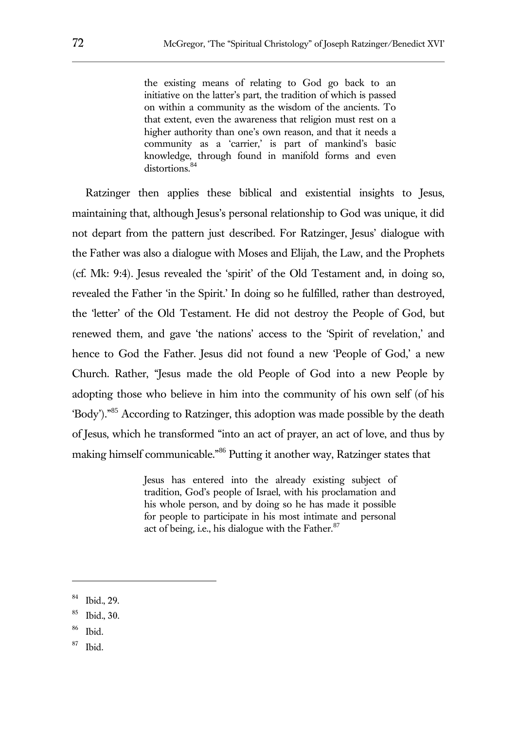> the existing means of relating to God go back to an initiative on the latter's part, the tradition of which is passed on within a community as the wisdom of the ancients. To that extent, even the awareness that religion must rest on a higher authority than one's own reason, and that it needs a community as a 'carrier,' is part of mankind's basic knowledge, through found in manifold forms and even distortions.[84]

Ratzinger then applies these biblical and existential insights to Jesus, maintaining that, although Jesus's personal relationship to God was unique, it did not depart from the pattern just described. For Ratzinger, Jesus' dialogue with the Father was also a dialogue with Moses and Elijah, the Law, and the Prophets (cf. Mk: 9:4). Jesus revealed the 'spirit' of the Old Testament and, in doing so, revealed the Father 'in the Spirit.' In doing so he fulfilled, rather than destroyed, the 'letter' of the Old Testament. He did not destroy the People of God, but renewed them, and gave 'the nations' access to the 'Spirit of revelation,' and hence to God the Father. Jesus did not found a new 'People of God,' a new Church. Rather, "Jesus made the old People of God into a new People by adopting those who believe in him into the community of his own self (of his 'Body')."[85] According to Ratzinger, this adoption was made possible by the death of Jesus, which he transformed "into an act of prayer, an act of love, and thus by making himself communicable."[86] Putting it another way, Ratzinger states that

> Jesus has entered into the already existing subject of tradition, God's people of Israel, with his proclamation and his whole person, and by doing so he has made it possible for people to participate in his most intimate and personal act of being, i.e., his dialogue with the Father.[87]

---

[84] Ibid., 29.

[85] Ibid., 30.

[86] Ibid.

[87] Ibid.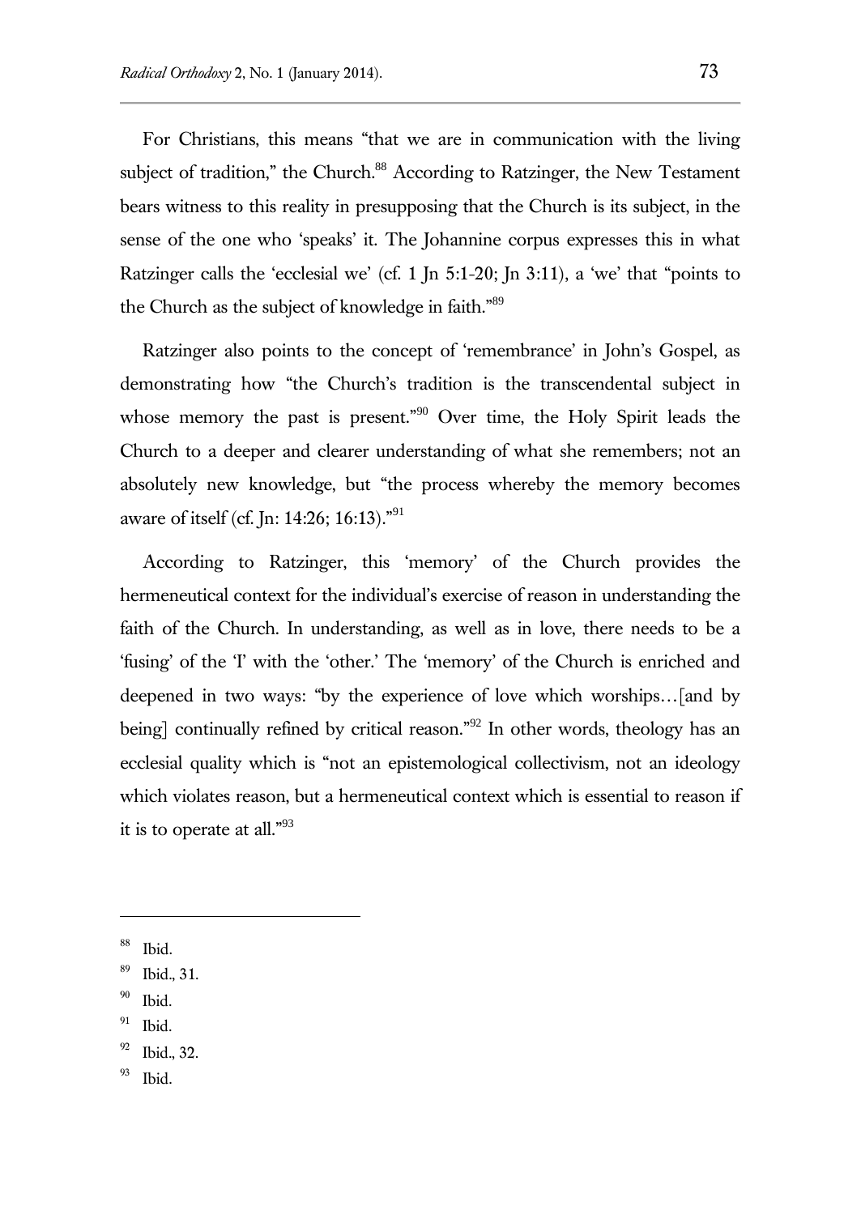For Christians, this means "that we are in communication with the living subject of tradition," the Church.[88] According to Ratzinger, the New Testament bears witness to this reality in presupposing that the Church is its subject, in the sense of the one who 'speaks' it. The Johannine corpus expresses this in what Ratzinger calls the 'ecclesial we' (cf. 1 Jn 5:1-20; Jn 3:11), a 'we' that "points to the Church as the subject of knowledge in faith."[89]

Ratzinger also points to the concept of 'remembrance' in John's Gospel, as demonstrating how "the Church's tradition is the transcendental subject in whose memory the past is present."[90] Over time, the Holy Spirit leads the Church to a deeper and clearer understanding of what she remembers; not an absolutely new knowledge, but "the process whereby the memory becomes aware of itself (cf. Jn: 14:26; 16:13)."[91]

According to Ratzinger, this 'memory' of the Church provides the hermeneutical context for the individual's exercise of reason in understanding the faith of the Church. In understanding, as well as in love, there needs to be a 'fusing' of the 'I' with the 'other.' The 'memory' of the Church is enriched and deepened in two ways: "by the experience of love which worships…[and by being] continually refined by critical reason."[92] In other words, theology has an ecclesial quality which is "not an epistemological collectivism, not an ideology which violates reason, but a hermeneutical context which is essential to reason if it is to operate at all."[93]

---

[88] Ibid.

[89] Ibid., 31.

[90] Ibid.

[91] Ibid.

[92] Ibid., 32.

[93] Ibid.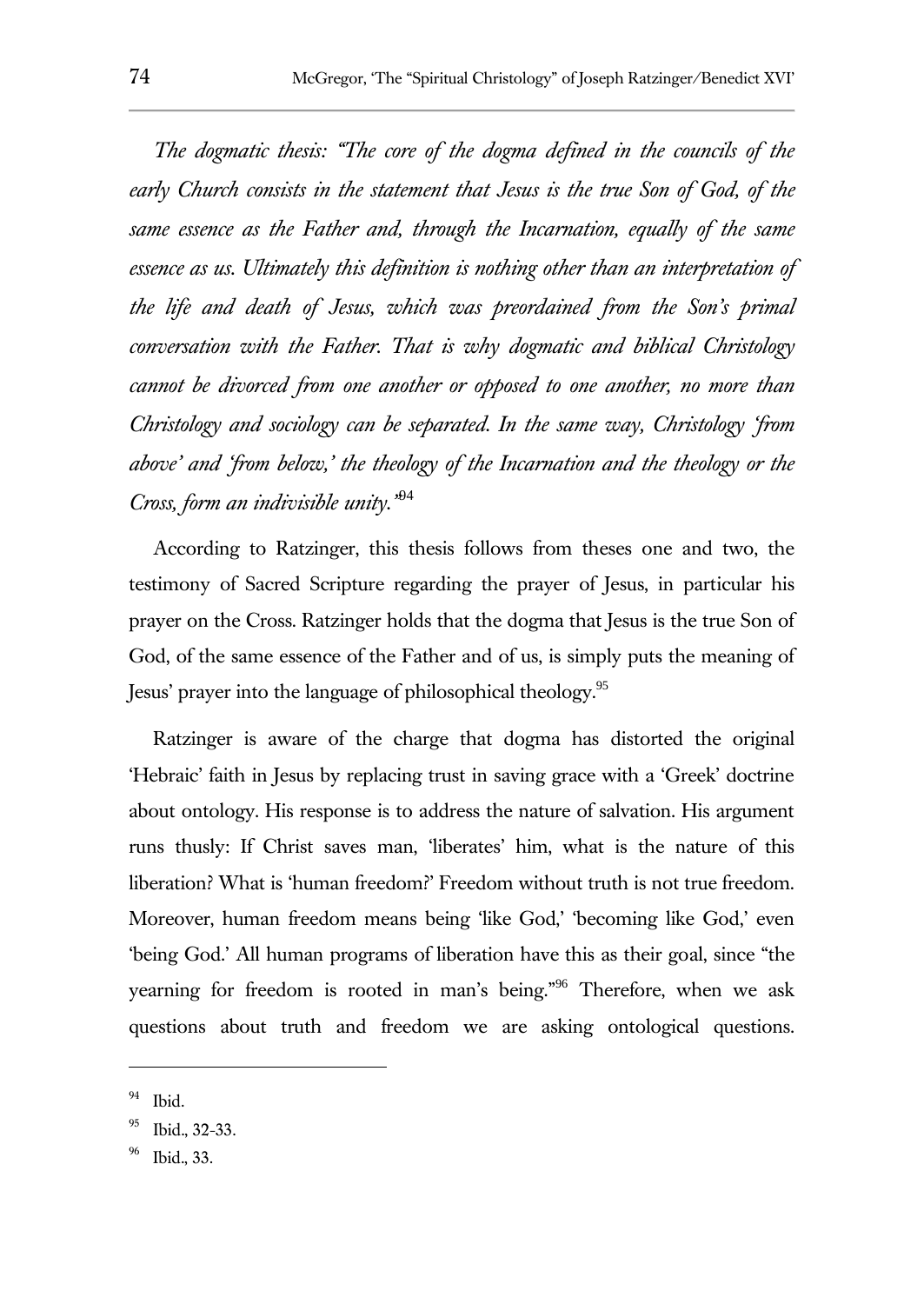*The dogmatic thesis: "The core of the dogma defined in the councils of the early Church consists in the statement that Jesus is the true Son of God, of the same essence as the Father and, through the Incarnation, equally of the same essence as us. Ultimately this definition is nothing other than an interpretation of the life and death of Jesus, which was preordained from the Son's primal conversation with the Father. That is why dogmatic and biblical Christology cannot be divorced from one another or opposed to one another, no more than Christology and sociology can be separated. In the same way, Christology 'from above' and 'from below,' the theology of the Incarnation and the theology or the Cross, form an indivisible unity."*[94]

According to Ratzinger, this thesis follows from theses one and two, the testimony of Sacred Scripture regarding the prayer of Jesus, in particular his prayer on the Cross. Ratzinger holds that the dogma that Jesus is the true Son of God, of the same essence of the Father and of us, is simply puts the meaning of Jesus' prayer into the language of philosophical theology.[95]

Ratzinger is aware of the charge that dogma has distorted the original 'Hebraic' faith in Jesus by replacing trust in saving grace with a 'Greek' doctrine about ontology. His response is to address the nature of salvation. His argument runs thusly: If Christ saves man, 'liberates' him, what is the nature of this liberation? What is 'human freedom?' Freedom without truth is not true freedom. Moreover, human freedom means being 'like God,' 'becoming like God,' even 'being God.' All human programs of liberation have this as their goal, since "the yearning for freedom is rooted in man's being."[96] Therefore, when we ask questions about truth and freedom we are asking ontological questions.

---

[94] Ibid.

[95] Ibid., 32-33.

[96] Ibid., 33.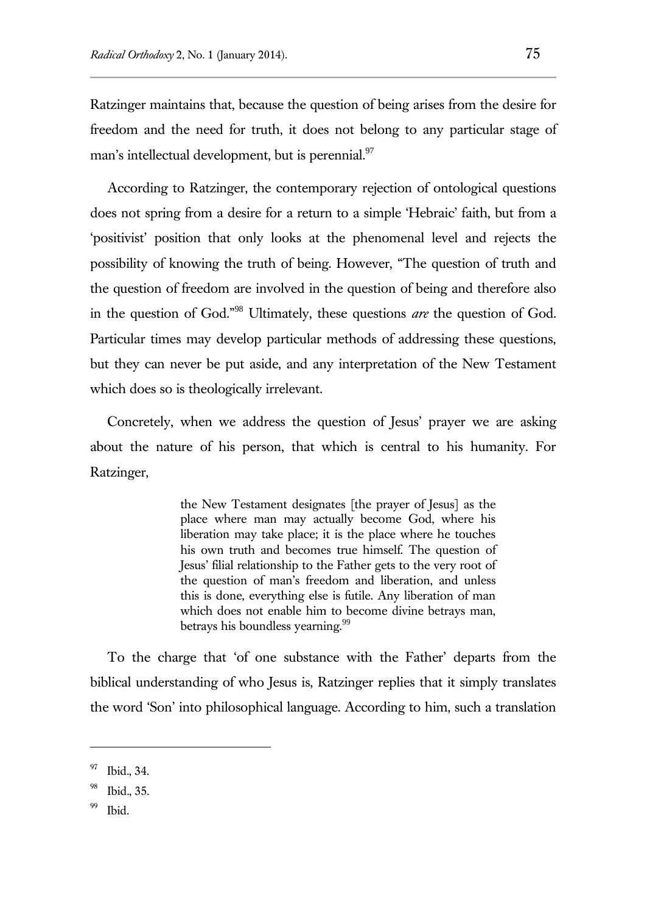Ratzinger maintains that, because the question of being arises from the desire for freedom and the need for truth, it does not belong to any particular stage of man's intellectual development, but is perennial.[97]

According to Ratzinger, the contemporary rejection of ontological questions does not spring from a desire for a return to a simple 'Hebraic' faith, but from a 'positivist' position that only looks at the phenomenal level and rejects the possibility of knowing the truth of being. However, "The question of truth and the question of freedom are involved in the question of being and therefore also in the question of God."[98] Ultimately, these questions *are* the question of God. Particular times may develop particular methods of addressing these questions, but they can never be put aside, and any interpretation of the New Testament which does so is theologically irrelevant.

Concretely, when we address the question of Jesus' prayer we are asking about the nature of his person, that which is central to his humanity. For Ratzinger,

> the New Testament designates [the prayer of Jesus] as the place where man may actually become God, where his liberation may take place; it is the place where he touches his own truth and becomes true himself. The question of Jesus' filial relationship to the Father gets to the very root of the question of man's freedom and liberation, and unless this is done, everything else is futile. Any liberation of man which does not enable him to become divine betrays man, betrays his boundless yearning.[99]

To the charge that 'of one substance with the Father' departs from the biblical understanding of who Jesus is, Ratzinger replies that it simply translates the word 'Son' into philosophical language. According to him, such a translation

---

[97] Ibid., 34.

[98] Ibid., 35.

[99] Ibid.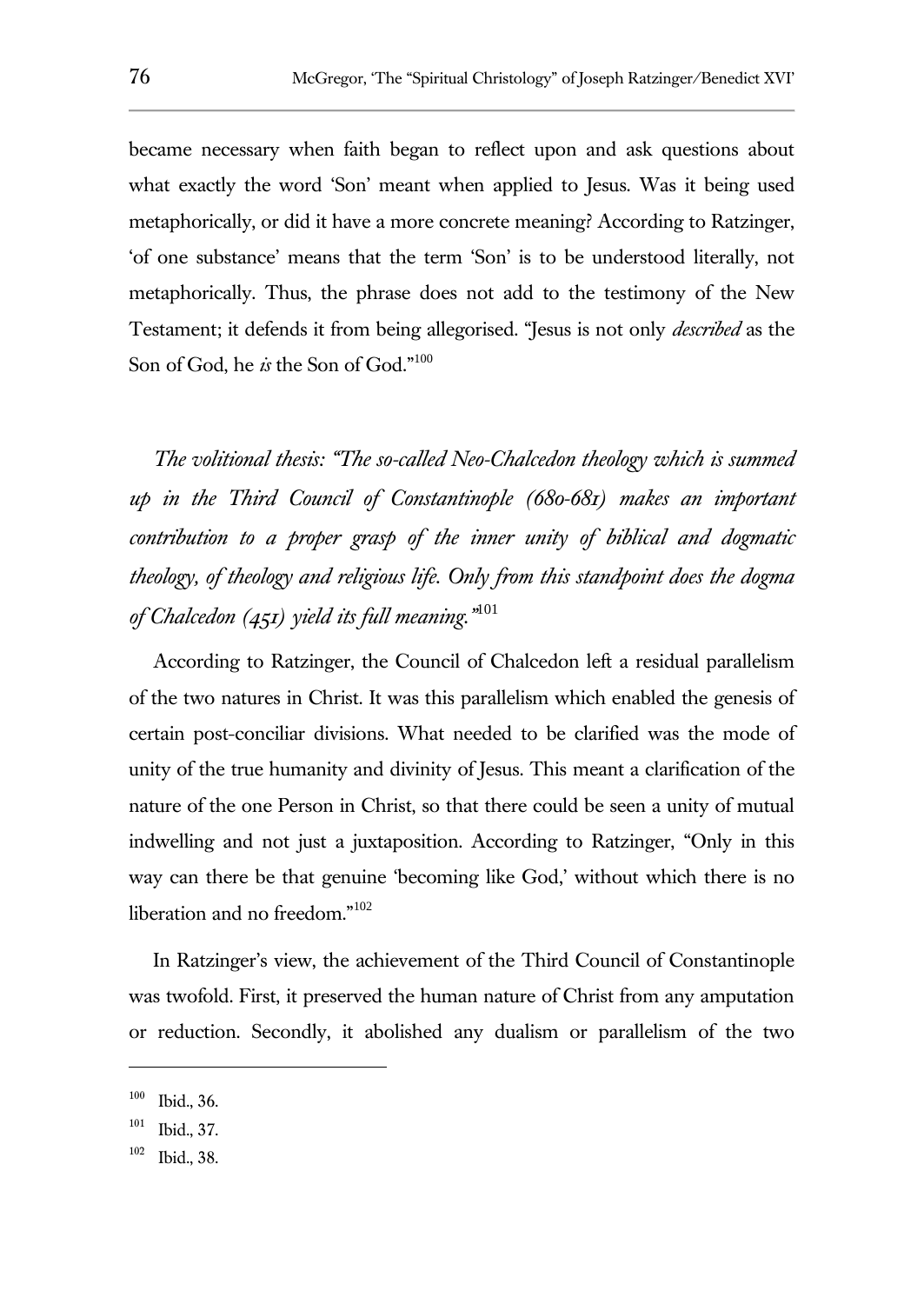became necessary when faith began to reflect upon and ask questions about what exactly the word 'Son' meant when applied to Jesus. Was it being used metaphorically, or did it have a more concrete meaning? According to Ratzinger, 'of one substance' means that the term 'Son' is to be understood literally, not metaphorically. Thus, the phrase does not add to the testimony of the New Testament; it defends it from being allegorised. "Jesus is not only *described* as the Son of God, he *is* the Son of God."[100]

*The volitional thesis: "The so-called Neo-Chalcedon theology which is summed up in the Third Council of Constantinople (680-681) makes an important contribution to a proper grasp of the inner unity of biblical and dogmatic theology, of theology and religious life. Only from this standpoint does the dogma of Chalcedon (451) yield its full meaning."*[101]

According to Ratzinger, the Council of Chalcedon left a residual parallelism of the two natures in Christ. It was this parallelism which enabled the genesis of certain post-conciliar divisions. What needed to be clarified was the mode of unity of the true humanity and divinity of Jesus. This meant a clarification of the nature of the one Person in Christ, so that there could be seen a unity of mutual indwelling and not just a juxtaposition. According to Ratzinger, "Only in this way can there be that genuine 'becoming like God,' without which there is no liberation and no freedom."[102]

In Ratzinger's view, the achievement of the Third Council of Constantinople was twofold. First, it preserved the human nature of Christ from any amputation or reduction. Secondly, it abolished any dualism or parallelism of the two

---

[100] Ibid., 36.

[101] Ibid., 37.

[102] Ibid., 38.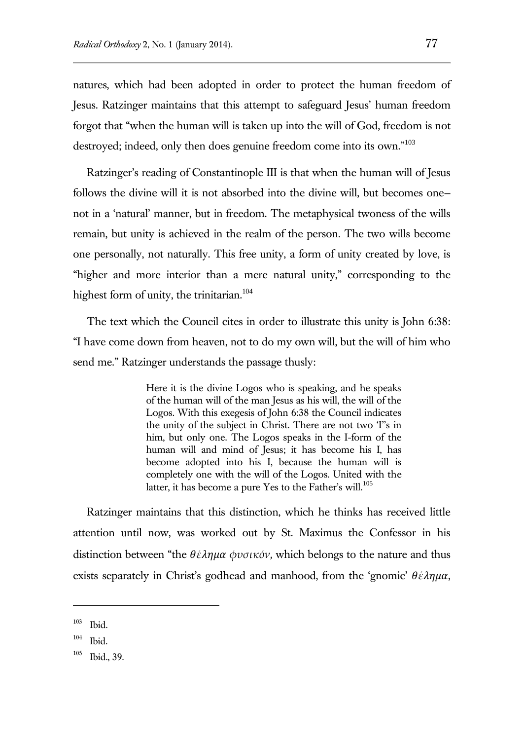natures, which had been adopted in order to protect the human freedom of Jesus. Ratzinger maintains that this attempt to safeguard Jesus' human freedom forgot that "when the human will is taken up into the will of God, freedom is not destroyed; indeed, only then does genuine freedom come into its own."[103]

Ratzinger's reading of Constantinople III is that when the human will of Jesus follows the divine will it is not absorbed into the divine will, but becomes one– not in a 'natural' manner, but in freedom. The metaphysical twoness of the wills remain, but unity is achieved in the realm of the person. The two wills become one personally, not naturally. This free unity, a form of unity created by love, is "higher and more interior than a mere natural unity," corresponding to the highest form of unity, the trinitarian.[104]

The text which the Council cites in order to illustrate this unity is John 6:38: "I have come down from heaven, not to do my own will, but the will of him who send me." Ratzinger understands the passage thusly:

> Here it is the divine Logos who is speaking, and he speaks of the human will of the man Jesus as his will, the will of the Logos. With this exegesis of John 6:38 the Council indicates the unity of the subject in Christ. There are not two 'I''s in him, but only one. The Logos speaks in the I-form of the human will and mind of Jesus; it has become his I, has become adopted into his I, because the human will is completely one with the will of the Logos. United with the latter, it has become a pure Yes to the Father's will.[105]

Ratzinger maintains that this distinction, which he thinks has received little attention until now, was worked out by St. Maximus the Confessor in his distinction between "the *θέλημα φυσικόν*, which belongs to the nature and thus exists separately in Christ's godhead and manhood, from the 'gnomic' *θέλημα*,

---

[103] Ibid.

[104] Ibid.

[105] Ibid., 39.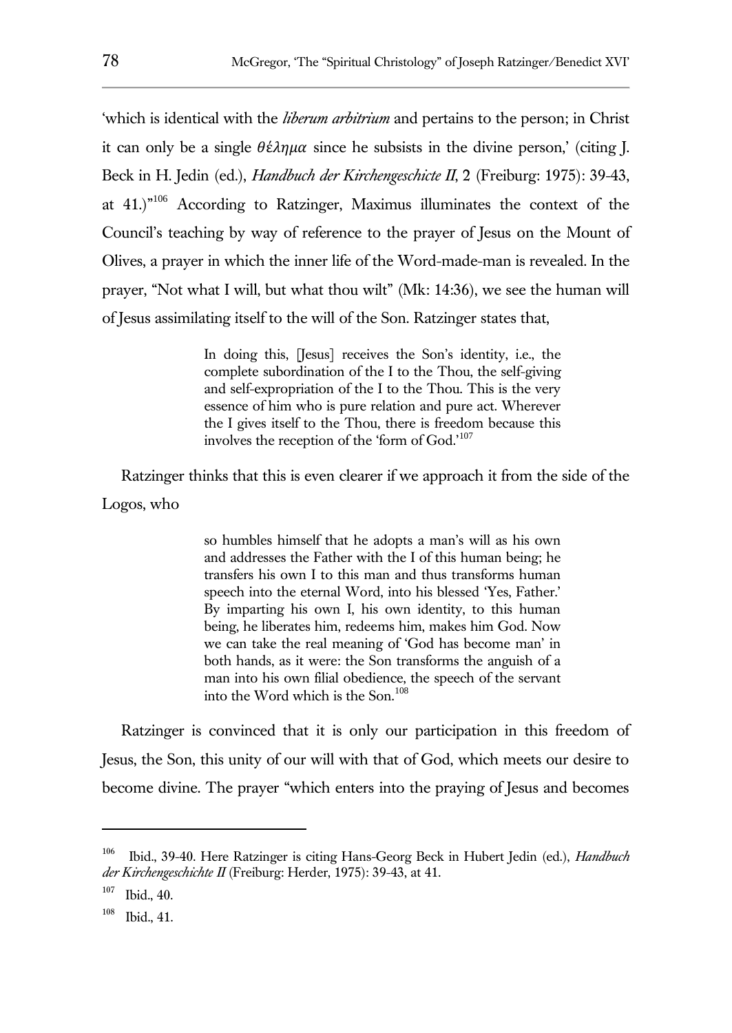'which is identical with the *liberum arbitrium* and pertains to the person; in Christ it can only be a single *θέλημα* since he subsists in the divine person,' (citing J. Beck in H. Jedin (ed.), *Handbuch der Kirchengeschicte II*, 2 (Freiburg: 1975): 39-43, at 41.)"[106] According to Ratzinger, Maximus illuminates the context of the Council's teaching by way of reference to the prayer of Jesus on the Mount of Olives, a prayer in which the inner life of the Word-made-man is revealed. In the prayer, "Not what I will, but what thou wilt" (Mk: 14:36), we see the human will of Jesus assimilating itself to the will of the Son. Ratzinger states that,

> In doing this, [Jesus] receives the Son's identity, i.e., the complete subordination of the I to the Thou, the self-giving and self-expropriation of the I to the Thou. This is the very essence of him who is pure relation and pure act. Wherever the I gives itself to the Thou, there is freedom because this involves the reception of the 'form of God.'[107]

Ratzinger thinks that this is even clearer if we approach it from the side of the Logos, who

> so humbles himself that he adopts a man's will as his own and addresses the Father with the I of this human being; he transfers his own I to this man and thus transforms human speech into the eternal Word, into his blessed 'Yes, Father.' By imparting his own I, his own identity, to this human being, he liberates him, redeems him, makes him God. Now we can take the real meaning of 'God has become man' in both hands, as it were: the Son transforms the anguish of a man into his own filial obedience, the speech of the servant into the Word which is the Son.[108]

Ratzinger is convinced that it is only our participation in this freedom of Jesus, the Son, this unity of our will with that of God, which meets our desire to become divine. The prayer "which enters into the praying of Jesus and becomes

---

[106] Ibid., 39-40. Here Ratzinger is citing Hans-Georg Beck in Hubert Jedin (ed.), *Handbuch der Kirchengeschichte II* (Freiburg: Herder, 1975): 39-43, at 41.

[107] Ibid., 40.

[108] Ibid., 41.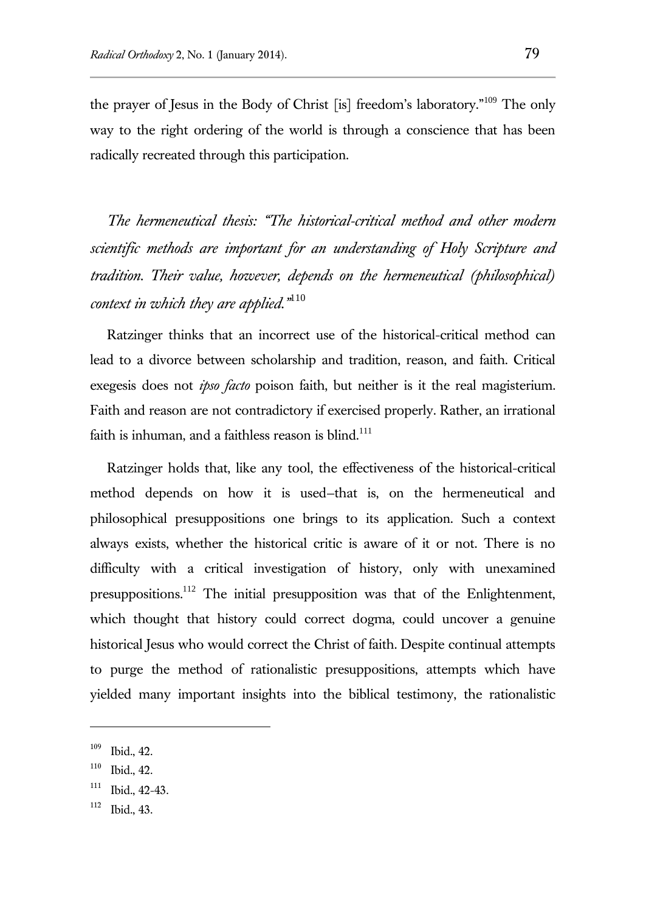the prayer of Jesus in the Body of Christ [is] freedom's laboratory."[109] The only way to the right ordering of the world is through a conscience that has been radically recreated through this participation.

*The hermeneutical thesis: "The historical-critical method and other modern scientific methods are important for an understanding of Holy Scripture and tradition. Their value, however, depends on the hermeneutical (philosophical) context in which they are applied."*[110]

Ratzinger thinks that an incorrect use of the historical-critical method can lead to a divorce between scholarship and tradition, reason, and faith. Critical exegesis does not *ipso facto* poison faith, but neither is it the real magisterium. Faith and reason are not contradictory if exercised properly. Rather, an irrational faith is inhuman, and a faithless reason is blind.[111]

Ratzinger holds that, like any tool, the effectiveness of the historical-critical method depends on how it is used—that is, on the hermeneutical and philosophical presuppositions one brings to its application. Such a context always exists, whether the historical critic is aware of it or not. There is no difficulty with a critical investigation of history, only with unexamined presuppositions.[112] The initial presupposition was that of the Enlightenment, which thought that history could correct dogma, could uncover a genuine historical Jesus who would correct the Christ of faith. Despite continual attempts to purge the method of rationalistic presuppositions, attempts which have yielded many important insights into the biblical testimony, the rationalistic

---

[109] Ibid., 42.

[110] Ibid., 42.

[111] Ibid., 42-43.

[112] Ibid., 43.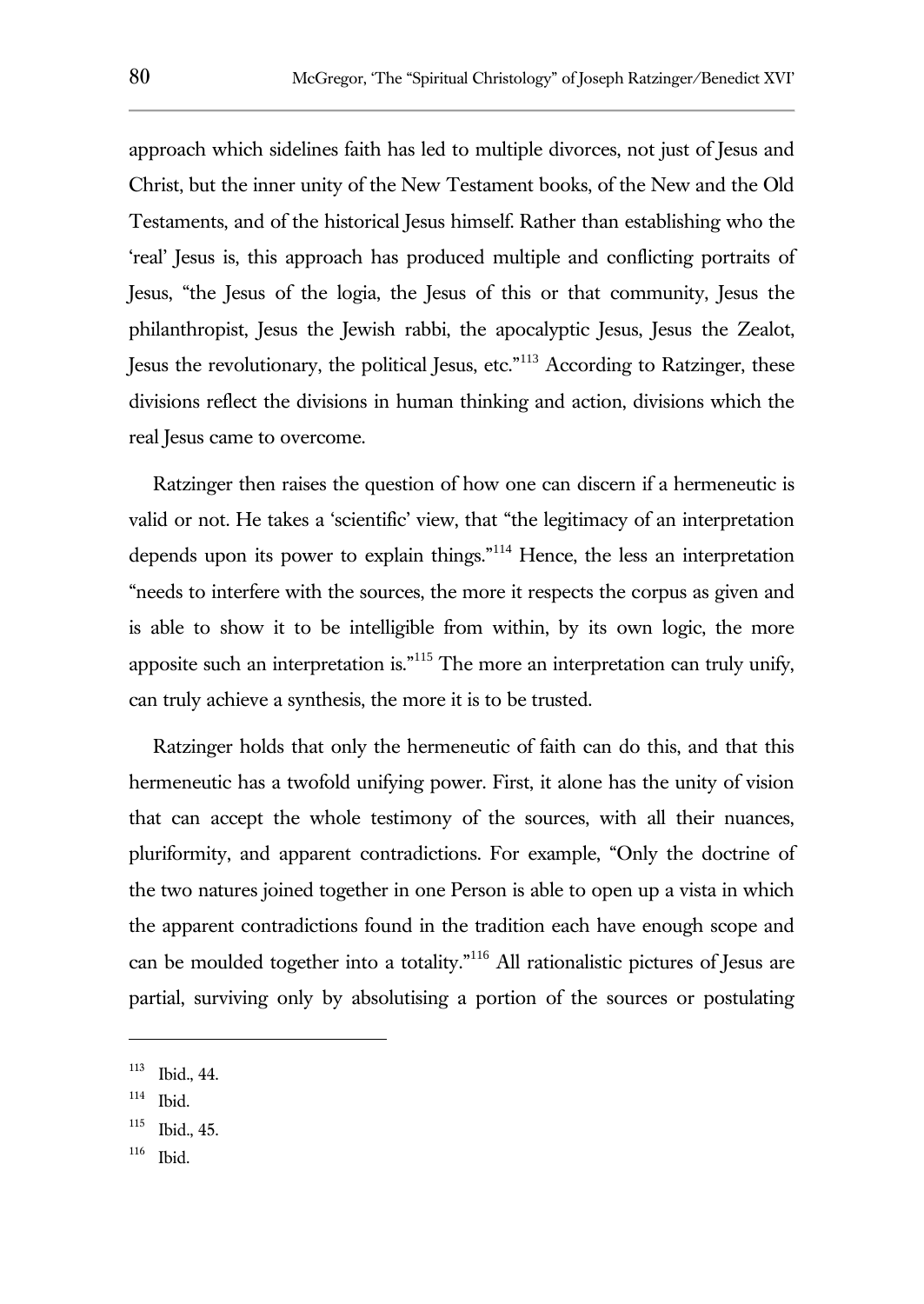approach which sidelines faith has led to multiple divorces, not just of Jesus and Christ, but the inner unity of the New Testament books, of the New and the Old Testaments, and of the historical Jesus himself. Rather than establishing who the 'real' Jesus is, this approach has produced multiple and conflicting portraits of Jesus, "the Jesus of the logia, the Jesus of this or that community, Jesus the philanthropist, Jesus the Jewish rabbi, the apocalyptic Jesus, Jesus the Zealot, Jesus the revolutionary, the political Jesus, etc."[113] According to Ratzinger, these divisions reflect the divisions in human thinking and action, divisions which the real Jesus came to overcome.

Ratzinger then raises the question of how one can discern if a hermeneutic is valid or not. He takes a 'scientific' view, that "the legitimacy of an interpretation depends upon its power to explain things."[114] Hence, the less an interpretation "needs to interfere with the sources, the more it respects the corpus as given and is able to show it to be intelligible from within, by its own logic, the more apposite such an interpretation is."[115] The more an interpretation can truly unify, can truly achieve a synthesis, the more it is to be trusted.

Ratzinger holds that only the hermeneutic of faith can do this, and that this hermeneutic has a twofold unifying power. First, it alone has the unity of vision that can accept the whole testimony of the sources, with all their nuances, pluriformity, and apparent contradictions. For example, "Only the doctrine of the two natures joined together in one Person is able to open up a vista in which the apparent contradictions found in the tradition each have enough scope and can be moulded together into a totality."[116] All rationalistic pictures of Jesus are partial, surviving only by absolutising a portion of the sources or postulating

---

[113] Ibid., 44.

[114] Ibid.

[115] Ibid., 45.

[116] Ibid.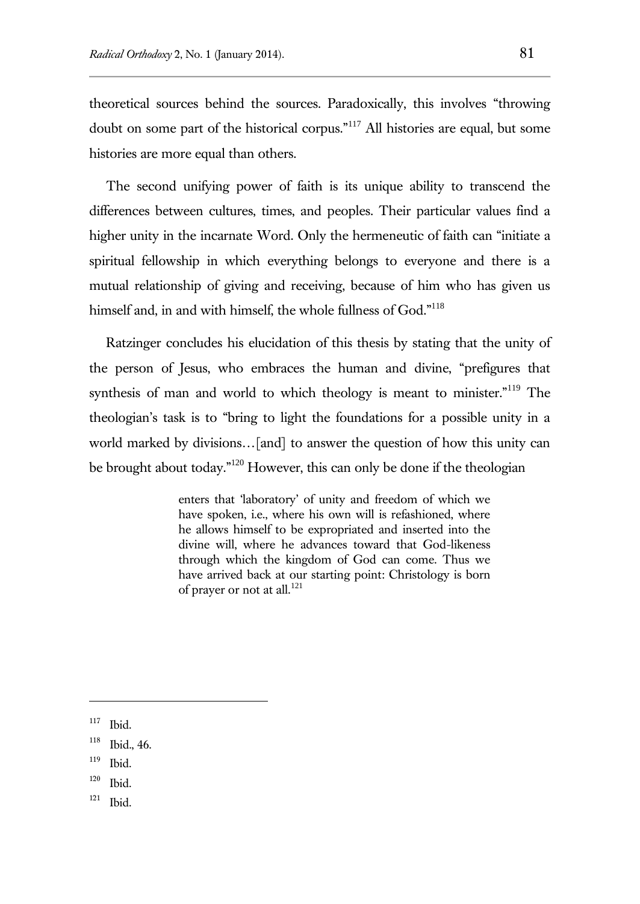theoretical sources behind the sources. Paradoxically, this involves "throwing doubt on some part of the historical corpus."[117] All histories are equal, but some histories are more equal than others.

The second unifying power of faith is its unique ability to transcend the differences between cultures, times, and peoples. Their particular values find a higher unity in the incarnate Word. Only the hermeneutic of faith can "initiate a spiritual fellowship in which everything belongs to everyone and there is a mutual relationship of giving and receiving, because of him who has given us himself and, in and with himself, the whole fullness of God."[118]

Ratzinger concludes his elucidation of this thesis by stating that the unity of the person of Jesus, who embraces the human and divine, "prefigures that synthesis of man and world to which theology is meant to minister."[119] The theologian's task is to "bring to light the foundations for a possible unity in a world marked by divisions…[and] to answer the question of how this unity can be brought about today."[120] However, this can only be done if the theologian

> enters that 'laboratory' of unity and freedom of which we have spoken, i.e., where his own will is refashioned, where he allows himself to be expropriated and inserted into the divine will, where he advances toward that God-likeness through which the kingdom of God can come. Thus we have arrived back at our starting point: Christology is born of prayer or not at all.[121]

---

[117] Ibid.

[118] Ibid., 46.

[119] Ibid.

[120] Ibid.

[121] Ibid.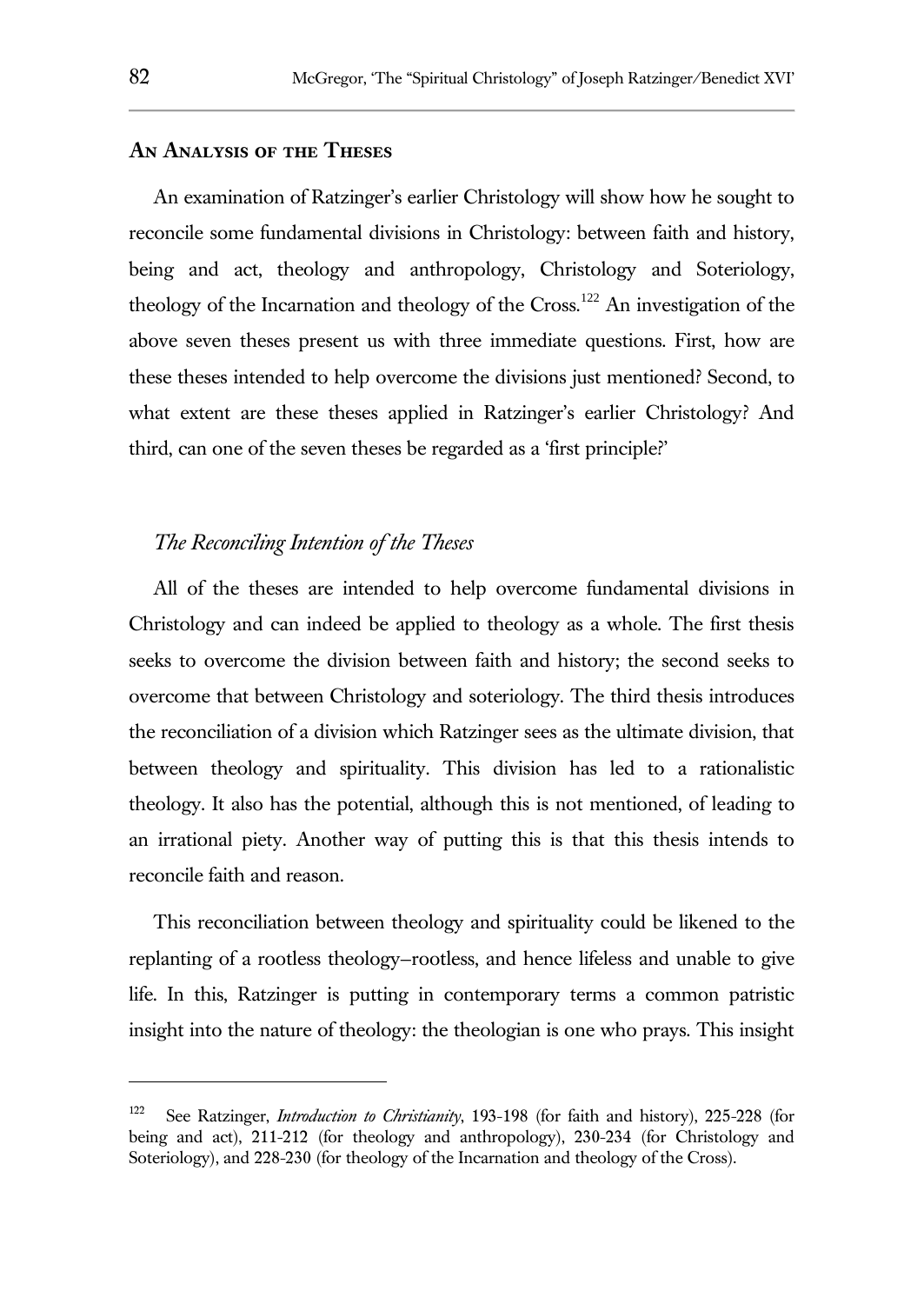## An Analysis of the Theses

An examination of Ratzinger's earlier Christology will show how he sought to reconcile some fundamental divisions in Christology: between faith and history, being and act, theology and anthropology, Christology and Soteriology, theology of the Incarnation and theology of the Cross.[122] An investigation of the above seven theses present us with three immediate questions. First, how are these theses intended to help overcome the divisions just mentioned? Second, to what extent are these theses applied in Ratzinger's earlier Christology? And third, can one of the seven theses be regarded as a 'first principle?'

### *The Reconciling Intention of the Theses*

All of the theses are intended to help overcome fundamental divisions in Christology and can indeed be applied to theology as a whole. The first thesis seeks to overcome the division between faith and history; the second seeks to overcome that between Christology and soteriology. The third thesis introduces the reconciliation of a division which Ratzinger sees as the ultimate division, that between theology and spirituality. This division has led to a rationalistic theology. It also has the potential, although this is not mentioned, of leading to an irrational piety. Another way of putting this is that this thesis intends to reconcile faith and reason.

This reconciliation between theology and spirituality could be likened to the replanting of a rootless theology–rootless, and hence lifeless and unable to give life. In this, Ratzinger is putting in contemporary terms a common patristic insight into the nature of theology: the theologian is one who prays. This insight

---

[122] See Ratzinger, *Introduction to Christianity*, 193-198 (for faith and history), 225-228 (for being and act), 211-212 (for theology and anthropology), 230-234 (for Christology and Soteriology), and 228-230 (for theology of the Incarnation and theology of the Cross).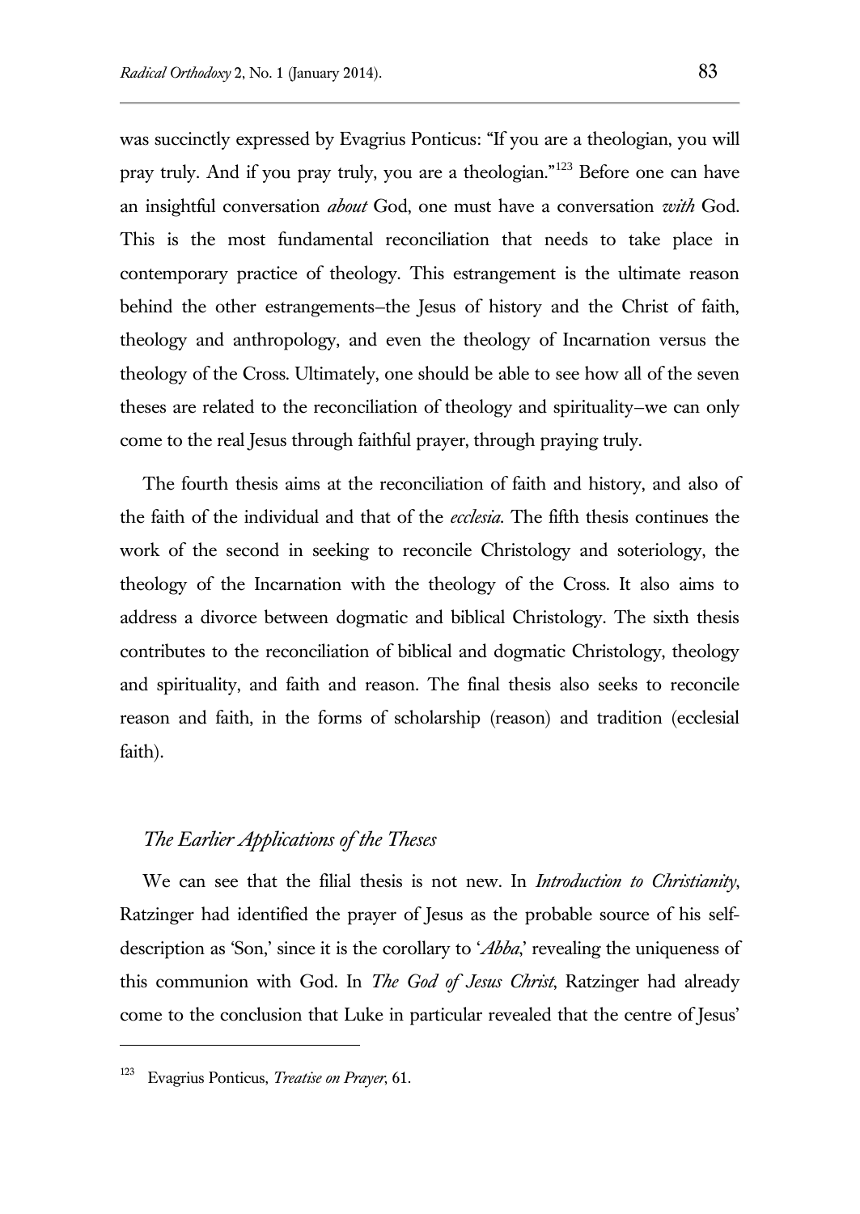was succinctly expressed by Evagrius Ponticus: "If you are a theologian, you will pray truly. And if you pray truly, you are a theologian."[123] Before one can have an insightful conversation *about* God, one must have a conversation *with* God. This is the most fundamental reconciliation that needs to take place in contemporary practice of theology. This estrangement is the ultimate reason behind the other estrangements–the Jesus of history and the Christ of faith, theology and anthropology, and even the theology of Incarnation versus the theology of the Cross. Ultimately, one should be able to see how all of the seven theses are related to the reconciliation of theology and spirituality–we can only come to the real Jesus through faithful prayer, through praying truly.

The fourth thesis aims at the reconciliation of faith and history, and also of the faith of the individual and that of the *ecclesia*. The fifth thesis continues the work of the second in seeking to reconcile Christology and soteriology, the theology of the Incarnation with the theology of the Cross. It also aims to address a divorce between dogmatic and biblical Christology. The sixth thesis contributes to the reconciliation of biblical and dogmatic Christology, theology and spirituality, and faith and reason. The final thesis also seeks to reconcile reason and faith, in the forms of scholarship (reason) and tradition (ecclesial faith).

### *The Earlier Applications of the Theses*

We can see that the filial thesis is not new. In *Introduction to Christianity*, Ratzinger had identified the prayer of Jesus as the probable source of his self-description as 'Son,' since it is the corollary to '*Abba*,' revealing the uniqueness of this communion with God. In *The God of Jesus Christ*, Ratzinger had already come to the conclusion that Luke in particular revealed that the centre of Jesus'

[123] Evagrius Ponticus, *Treatise on Prayer*, 61.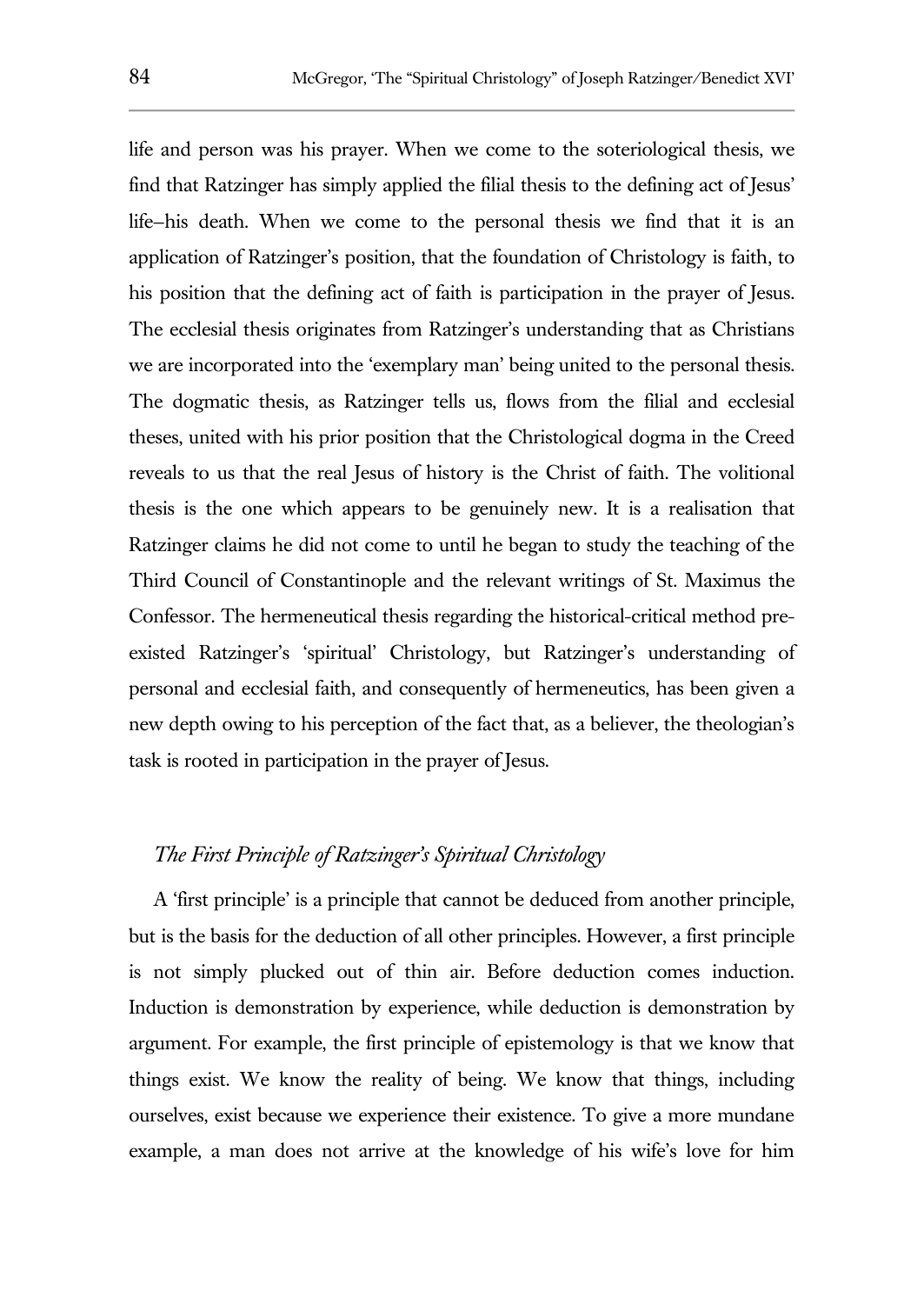life and person was his prayer. When we come to the soteriological thesis, we find that Ratzinger has simply applied the filial thesis to the defining act of Jesus' life–his death. When we come to the personal thesis we find that it is an application of Ratzinger's position, that the foundation of Christology is faith, to his position that the defining act of faith is participation in the prayer of Jesus. The ecclesial thesis originates from Ratzinger's understanding that as Christians we are incorporated into the 'exemplary man' being united to the personal thesis. The dogmatic thesis, as Ratzinger tells us, flows from the filial and ecclesial theses, united with his prior position that the Christological dogma in the Creed reveals to us that the real Jesus of history is the Christ of faith. The volitional thesis is the one which appears to be genuinely new. It is a realisation that Ratzinger claims he did not come to until he began to study the teaching of the Third Council of Constantinople and the relevant writings of St. Maximus the Confessor. The hermeneutical thesis regarding the historical-critical method pre-existed Ratzinger's 'spiritual' Christology, but Ratzinger's understanding of personal and ecclesial faith, and consequently of hermeneutics, has been given a new depth owing to his perception of the fact that, as a believer, the theologian's task is rooted in participation in the prayer of Jesus.

### *The First Principle of Ratzinger's Spiritual Christology*

A 'first principle' is a principle that cannot be deduced from another principle, but is the basis for the deduction of all other principles. However, a first principle is not simply plucked out of thin air. Before deduction comes induction. Induction is demonstration by experience, while deduction is demonstration by argument. For example, the first principle of epistemology is that we know that things exist. We know the reality of being. We know that things, including ourselves, exist because we experience their existence. To give a more mundane example, a man does not arrive at the knowledge of his wife's love for him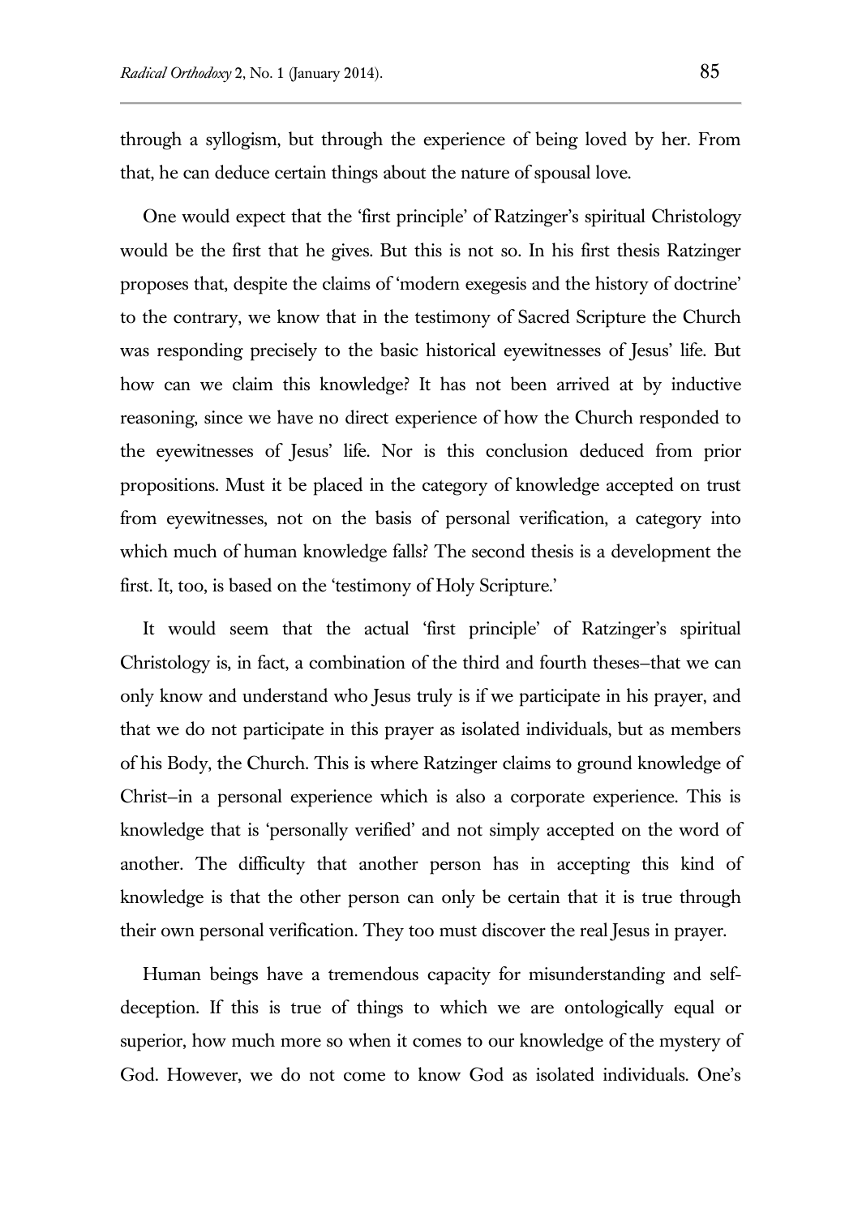through a syllogism, but through the experience of being loved by her. From that, he can deduce certain things about the nature of spousal love.

One would expect that the 'first principle' of Ratzinger's spiritual Christology would be the first that he gives. But this is not so. In his first thesis Ratzinger proposes that, despite the claims of 'modern exegesis and the history of doctrine' to the contrary, we know that in the testimony of Sacred Scripture the Church was responding precisely to the basic historical eyewitnesses of Jesus' life. But how can we claim this knowledge? It has not been arrived at by inductive reasoning, since we have no direct experience of how the Church responded to the eyewitnesses of Jesus' life. Nor is this conclusion deduced from prior propositions. Must it be placed in the category of knowledge accepted on trust from eyewitnesses, not on the basis of personal verification, a category into which much of human knowledge falls? The second thesis is a development the first. It, too, is based on the 'testimony of Holy Scripture.'

It would seem that the actual 'first principle' of Ratzinger's spiritual Christology is, in fact, a combination of the third and fourth theses–that we can only know and understand who Jesus truly is if we participate in his prayer, and that we do not participate in this prayer as isolated individuals, but as members of his Body, the Church. This is where Ratzinger claims to ground knowledge of Christ–in a personal experience which is also a corporate experience. This is knowledge that is 'personally verified' and not simply accepted on the word of another. The difficulty that another person has in accepting this kind of knowledge is that the other person can only be certain that it is true through their own personal verification. They too must discover the real Jesus in prayer.

Human beings have a tremendous capacity for misunderstanding and self-deception. If this is true of things to which we are ontologically equal or superior, how much more so when it comes to our knowledge of the mystery of God. However, we do not come to know God as isolated individuals. One's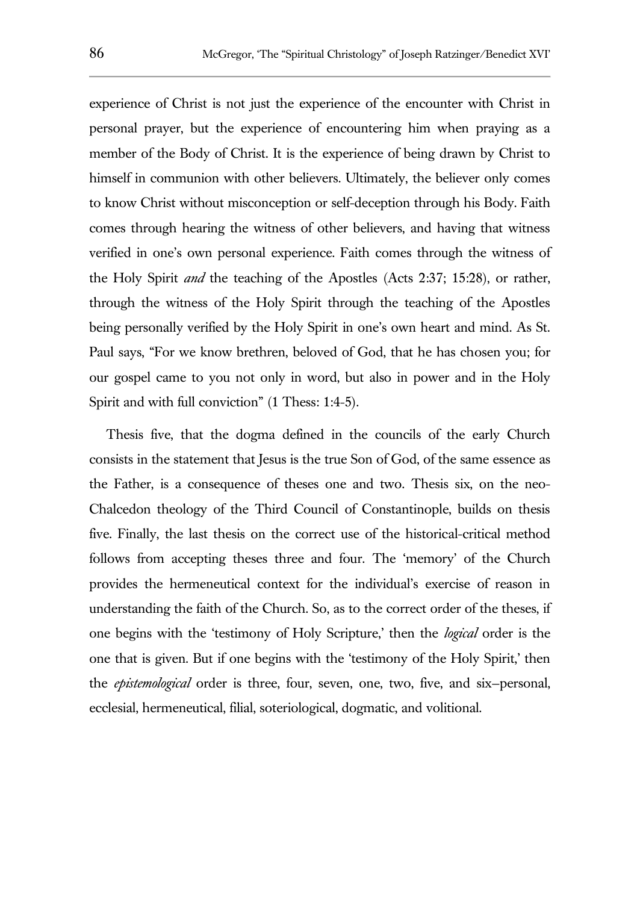experience of Christ is not just the experience of the encounter with Christ in personal prayer, but the experience of encountering him when praying as a member of the Body of Christ. It is the experience of being drawn by Christ to himself in communion with other believers. Ultimately, the believer only comes to know Christ without misconception or self-deception through his Body. Faith comes through hearing the witness of other believers, and having that witness verified in one's own personal experience. Faith comes through the witness of the Holy Spirit *and* the teaching of the Apostles (Acts 2:37; 15:28), or rather, through the witness of the Holy Spirit through the teaching of the Apostles being personally verified by the Holy Spirit in one's own heart and mind. As St. Paul says, "For we know brethren, beloved of God, that he has chosen you; for our gospel came to you not only in word, but also in power and in the Holy Spirit and with full conviction" (1 Thess: 1:4-5).

Thesis five, that the dogma defined in the councils of the early Church consists in the statement that Jesus is the true Son of God, of the same essence as the Father, is a consequence of theses one and two. Thesis six, on the neo-Chalcedon theology of the Third Council of Constantinople, builds on thesis five. Finally, the last thesis on the correct use of the historical-critical method follows from accepting theses three and four. The 'memory' of the Church provides the hermeneutical context for the individual's exercise of reason in understanding the faith of the Church. So, as to the correct order of the theses, if one begins with the 'testimony of Holy Scripture,' then the *logical* order is the one that is given. But if one begins with the 'testimony of the Holy Spirit,' then the *epistemological* order is three, four, seven, one, two, five, and six—personal, ecclesial, hermeneutical, filial, soteriological, dogmatic, and volitional.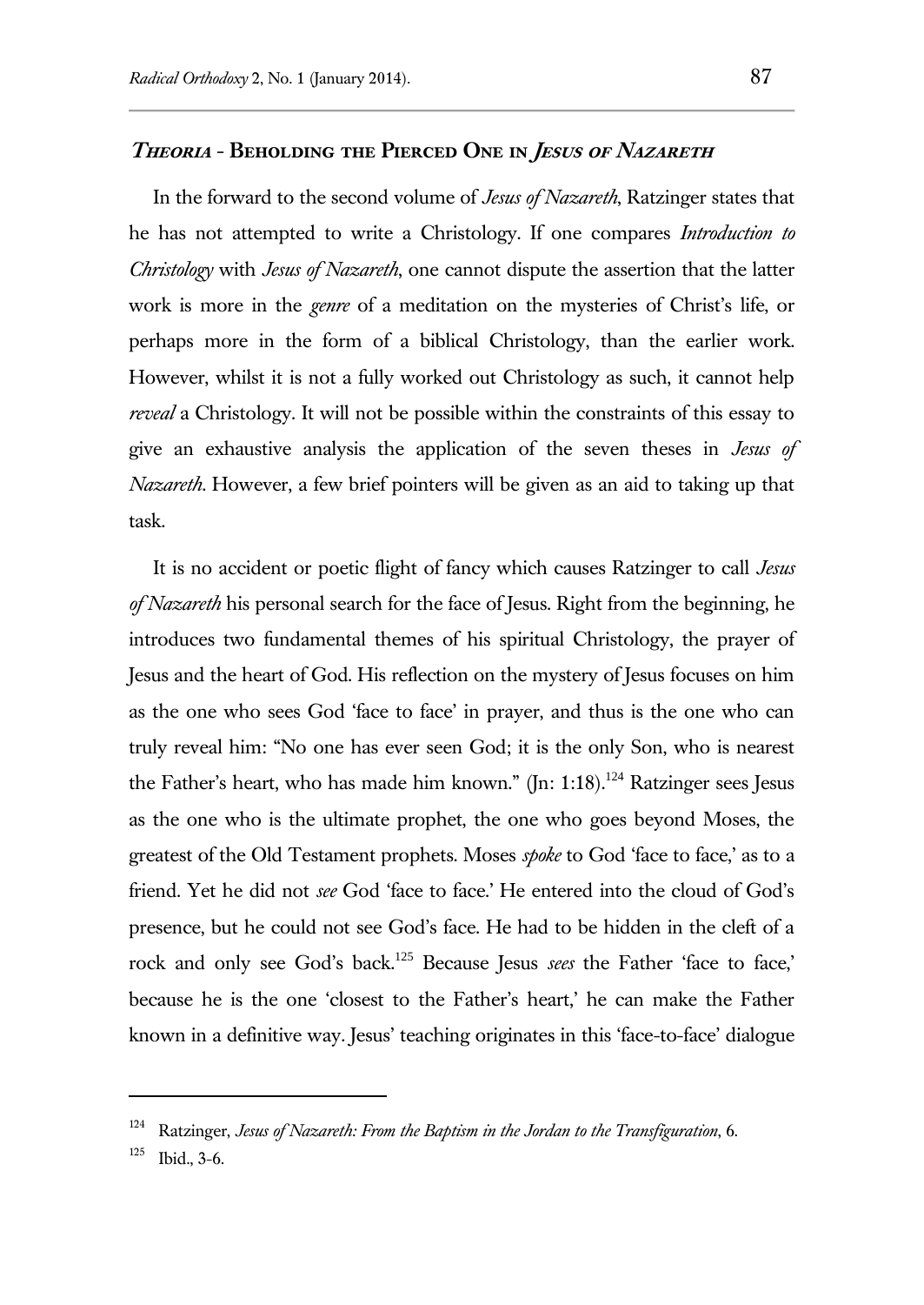## *Theoria* - Beholding the Pierced One in *Jesus of Nazareth*

In the forward to the second volume of *Jesus of Nazareth*, Ratzinger states that he has not attempted to write a Christology. If one compares *Introduction to Christology* with *Jesus of Nazareth*, one cannot dispute the assertion that the latter work is more in the *genre* of a meditation on the mysteries of Christ's life, or perhaps more in the form of a biblical Christology, than the earlier work. However, whilst it is not a fully worked out Christology as such, it cannot help *reveal* a Christology. It will not be possible within the constraints of this essay to give an exhaustive analysis the application of the seven theses in *Jesus of Nazareth*. However, a few brief pointers will be given as an aid to taking up that task.

It is no accident or poetic flight of fancy which causes Ratzinger to call *Jesus of Nazareth* his personal search for the face of Jesus. Right from the beginning, he introduces two fundamental themes of his spiritual Christology, the prayer of Jesus and the heart of God. His reflection on the mystery of Jesus focuses on him as the one who sees God 'face to face' in prayer, and thus is the one who can truly reveal him: "No one has ever seen God; it is the only Son, who is nearest the Father's heart, who has made him known." (Jn: 1:18).[124] Ratzinger sees Jesus as the one who is the ultimate prophet, the one who goes beyond Moses, the greatest of the Old Testament prophets. Moses *spoke* to God 'face to face,' as to a friend. Yet he did not *see* God 'face to face.' He entered into the cloud of God's presence, but he could not see God's face. He had to be hidden in the cleft of a rock and only see God's back.[125] Because Jesus *sees* the Father 'face to face,' because he is the one 'closest to the Father's heart,' he can make the Father known in a definitive way. Jesus' teaching originates in this 'face-to-face' dialogue

---

[124] Ratzinger, *Jesus of Nazareth: From the Baptism in the Jordan to the Transfiguration*, 6.

[125] Ibid., 3-6.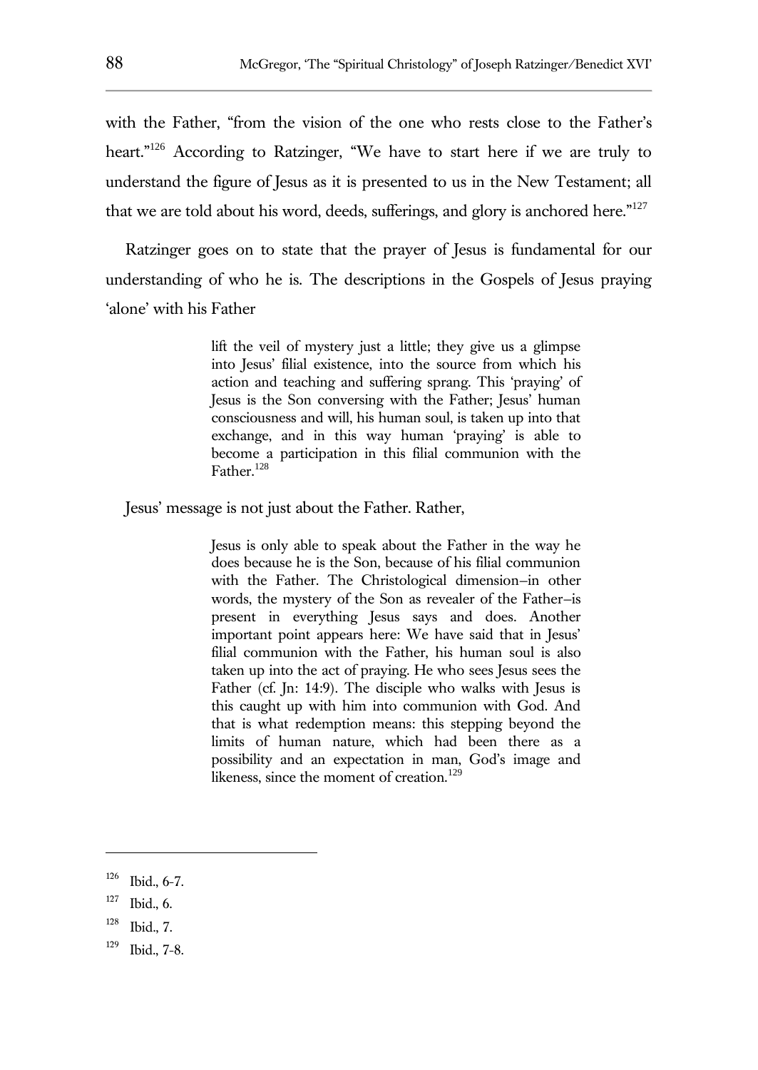with the Father, "from the vision of the one who rests close to the Father's heart."[126] According to Ratzinger, "We have to start here if we are truly to understand the figure of Jesus as it is presented to us in the New Testament; all that we are told about his word, deeds, sufferings, and glory is anchored here."[127]

Ratzinger goes on to state that the prayer of Jesus is fundamental for our understanding of who he is. The descriptions in the Gospels of Jesus praying 'alone' with his Father

> lift the veil of mystery just a little; they give us a glimpse into Jesus' filial existence, into the source from which his action and teaching and suffering sprang. This 'praying' of Jesus is the Son conversing with the Father; Jesus' human consciousness and will, his human soul, is taken up into that exchange, and in this way human 'praying' is able to become a participation in this filial communion with the Father.[128]

Jesus' message is not just about the Father. Rather,

> Jesus is only able to speak about the Father in the way he does because he is the Son, because of his filial communion with the Father. The Christological dimension–in other words, the mystery of the Son as revealer of the Father–is present in everything Jesus says and does. Another important point appears here: We have said that in Jesus' filial communion with the Father, his human soul is also taken up into the act of praying. He who sees Jesus sees the Father (cf. Jn: 14:9). The disciple who walks with Jesus is this caught up with him into communion with God. And that is what redemption means: this stepping beyond the limits of human nature, which had been there as a possibility and an expectation in man, God's image and likeness, since the moment of creation.[129]

---

[126] Ibid., 6-7.

[127] Ibid., 6.

[128] Ibid., 7.

[129] Ibid., 7-8.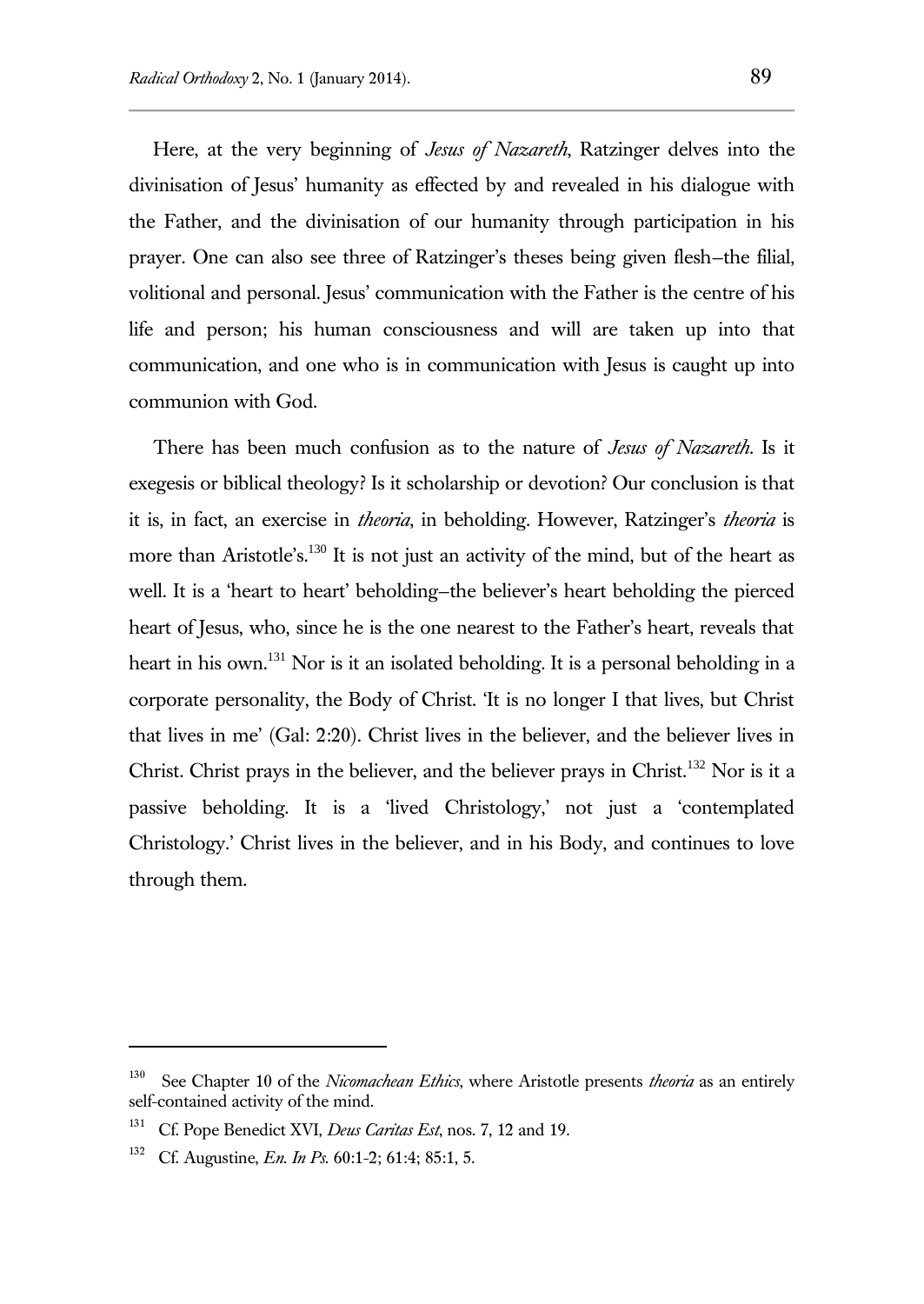Here, at the very beginning of *Jesus of Nazareth*, Ratzinger delves into the divinisation of Jesus' humanity as effected by and revealed in his dialogue with the Father, and the divinisation of our humanity through participation in his prayer. One can also see three of Ratzinger's theses being given flesh—the filial, volitional and personal. Jesus' communication with the Father is the centre of his life and person; his human consciousness and will are taken up into that communication, and one who is in communication with Jesus is caught up into communion with God.

There has been much confusion as to the nature of *Jesus of Nazareth*. Is it exegesis or biblical theology? Is it scholarship or devotion? Our conclusion is that it is, in fact, an exercise in *theoria*, in beholding. However, Ratzinger's *theoria* is more than Aristotle's.[130] It is not just an activity of the mind, but of the heart as well. It is a 'heart to heart' beholding—the believer's heart beholding the pierced heart of Jesus, who, since he is the one nearest to the Father's heart, reveals that heart in his own.[131] Nor is it an isolated beholding. It is a personal beholding in a corporate personality, the Body of Christ. 'It is no longer I that lives, but Christ that lives in me' (Gal: 2:20). Christ lives in the believer, and the believer lives in Christ. Christ prays in the believer, and the believer prays in Christ.[132] Nor is it a passive beholding. It is a 'lived Christology,' not just a 'contemplated Christology.' Christ lives in the believer, and in his Body, and continues to love through them.

---

[130] See Chapter 10 of the *Nicomachean Ethics*, where Aristotle presents *theoria* as an entirely self-contained activity of the mind.

[131] Cf. Pope Benedict XVI, *Deus Caritas Est*, nos. 7, 12 and 19.

[132] Cf. Augustine, *En. In Ps.* 60:1-2; 61:4; 85:1, 5.